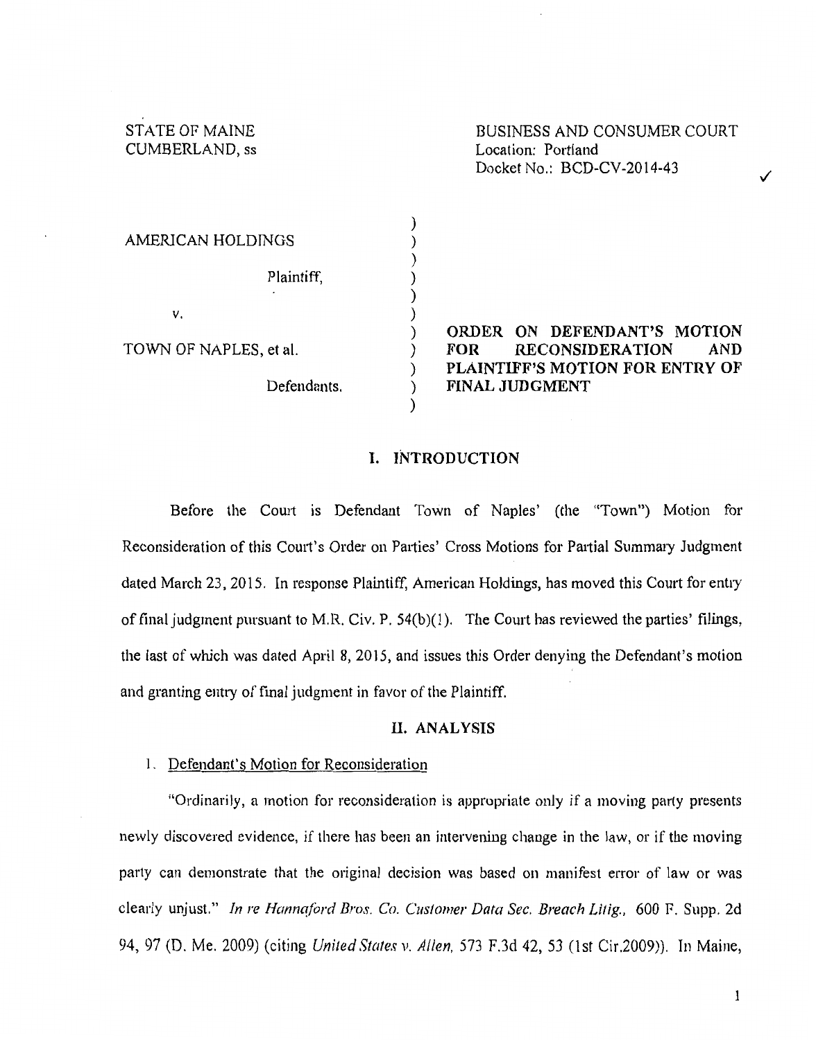STATE OF MAINE
CUMBERLAND, ss

BUSINESS AND CONSUMER COURT
Location: Portland
Docket No.: BCD-CV-2014-43

AMERICAN HOLDINGS

Plaintiff,

v.

TOWN OF NAPLES, et al.

Defendants.

**ORDER ON DEFENDANT'S MOTION FOR RECONSIDERATION AND PLAINTIFF'S MOTION FOR ENTRY OF FINAL JUDGMENT**

## I. INTRODUCTION

Before the Court is Defendant Town of Naples' (the "Town") Motion for Reconsideration of this Court's Order on Parties' Cross Motions for Partial Summary Judgment dated March 23, 2015. In response Plaintiff, American Holdings, has moved this Court for entry of final judgment pursuant to M.R. Civ. P. 54(b)(1). The Court has reviewed the parties' filings, the last of which was dated April 8, 2015, and issues this Order denying the Defendant's motion and granting entry of final judgment in favor of the Plaintiff.

## II. ANALYSIS

1. Defendant's Motion for Reconsideration

"Ordinarily, a motion for reconsideration is appropriate only if a moving party presents newly discovered evidence, if there has been an intervening change in the law, or if the moving party can demonstrate that the original decision was based on manifest error of law or was clearly unjust." *In re Hannaford Bros. Co. Customer Data Sec. Breach Litig.*, 600 F. Supp. 2d 94, 97 (D. Me. 2009) (citing *United States v. Allen*, 573 F.3d 42, 53 (1st Cir.2009)). In Maine,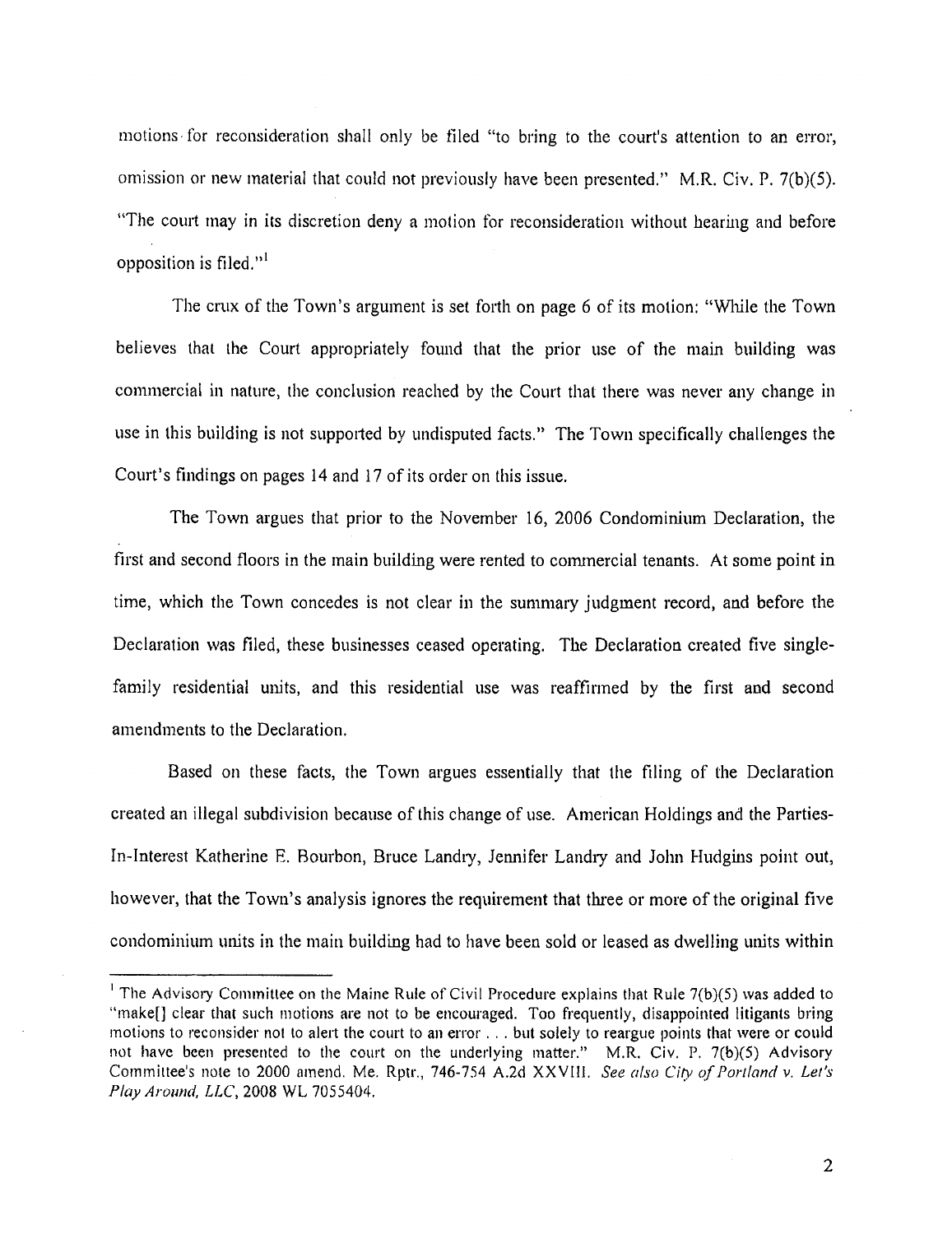motions for reconsideration shall only be filed "to bring to the court's attention to an error, omission or new material that could not previously have been presented." M.R. Civ. P. 7(b)(5). "The court may in its discretion deny a motion for reconsideration without hearing and before opposition is filed."[1]

The crux of the Town's argument is set forth on page 6 of its motion: "While the Town believes that the Court appropriately found that the prior use of the main building was commercial in nature, the conclusion reached by the Court that there was never any change in use in this building is not supported by undisputed facts." The Town specifically challenges the Court's findings on pages 14 and 17 of its order on this issue.

The Town argues that prior to the November 16, 2006 Condominium Declaration, the first and second floors in the main building were rented to commercial tenants. At some point in time, which the Town concedes is not clear in the summary judgment record, and before the Declaration was filed, these businesses ceased operating. The Declaration created five single-family residential units, and this residential use was reaffirmed by the first and second amendments to the Declaration.

Based on these facts, the Town argues essentially that the filing of the Declaration created an illegal subdivision because of this change of use. American Holdings and the Parties-In-Interest Katherine E. Bourbon, Bruce Landry, Jennifer Landry and John Hudgins point out, however, that the Town's analysis ignores the requirement that three or more of the original five condominium units in the main building had to have been sold or leased as dwelling units within

---

[1] The Advisory Committee on the Maine Rule of Civil Procedure explains that Rule 7(b)(5) was added to "make[] clear that such motions are not to be encouraged. Too frequently, disappointed litigants bring motions to reconsider not to alert the court to an error . . . but solely to reargue points that were or could not have been presented to the court on the underlying matter." M.R. Civ. P. 7(b)(5) Advisory Committee's note to 2000 amend. Me. Rptr., 746-754 A.2d XXVIII. *See also City of Portland v. Let's Play Around, LLC*, 2008 WL 7055404.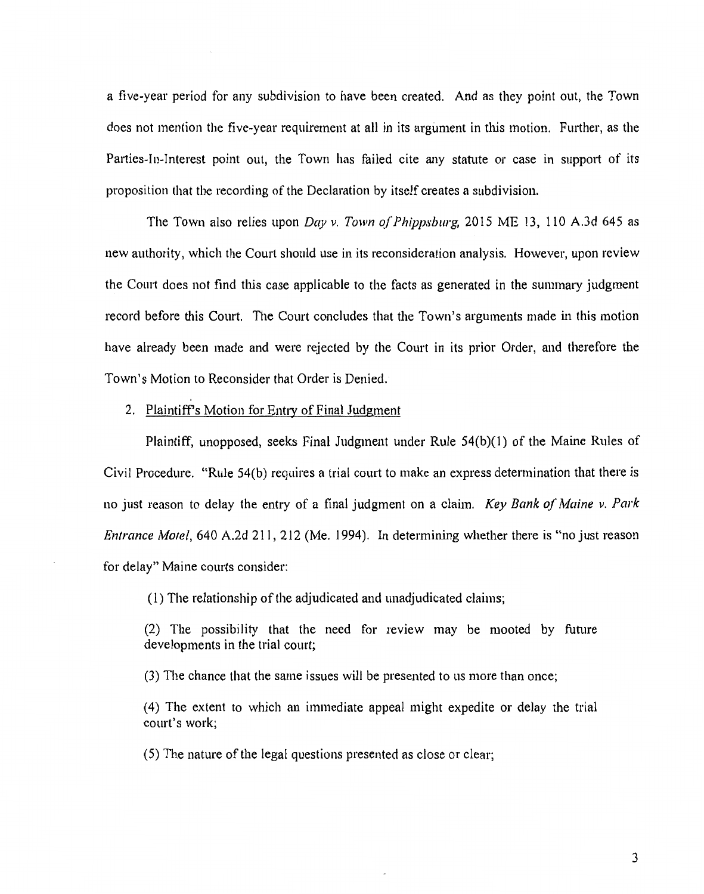a five-year period for any subdivision to have been created. And as they point out, the Town does not mention the five-year requirement at all in its argument in this motion. Further, as the Parties-In-Interest point out, the Town has failed cite any statute or case in support of its proposition that the recording of the Declaration by itself creates a subdivision.

The Town also relies upon *Day v. Town of Phippsburg*, 2015 ME 13, 110 A.3d 645 as new authority, which the Court should use in its reconsideration analysis. However, upon review the Court does not find this case applicable to the facts as generated in the summary judgment record before this Court. The Court concludes that the Town's arguments made in this motion have already been made and were rejected by the Court in its prior Order, and therefore the Town's Motion to Reconsider that Order is Denied.

2. Plaintiff's Motion for Entry of Final Judgment

Plaintiff, unopposed, seeks Final Judgment under Rule 54(b)(1) of the Maine Rules of Civil Procedure. "Rule 54(b) requires a trial court to make an express determination that there is no just reason to delay the entry of a final judgment on a claim. *Key Bank of Maine v. Park Entrance Motel*, 640 A.2d 211, 212 (Me. 1994). In determining whether there is "no just reason for delay" Maine courts consider:

> (1) The relationship of the adjudicated and unadjudicated claims;
>
> (2) The possibility that the need for review may be mooted by future developments in the trial court;
>
> (3) The chance that the same issues will be presented to us more than once;
>
> (4) The extent to which an immediate appeal might expedite or delay the trial court's work;
>
> (5) The nature of the legal questions presented as close or clear;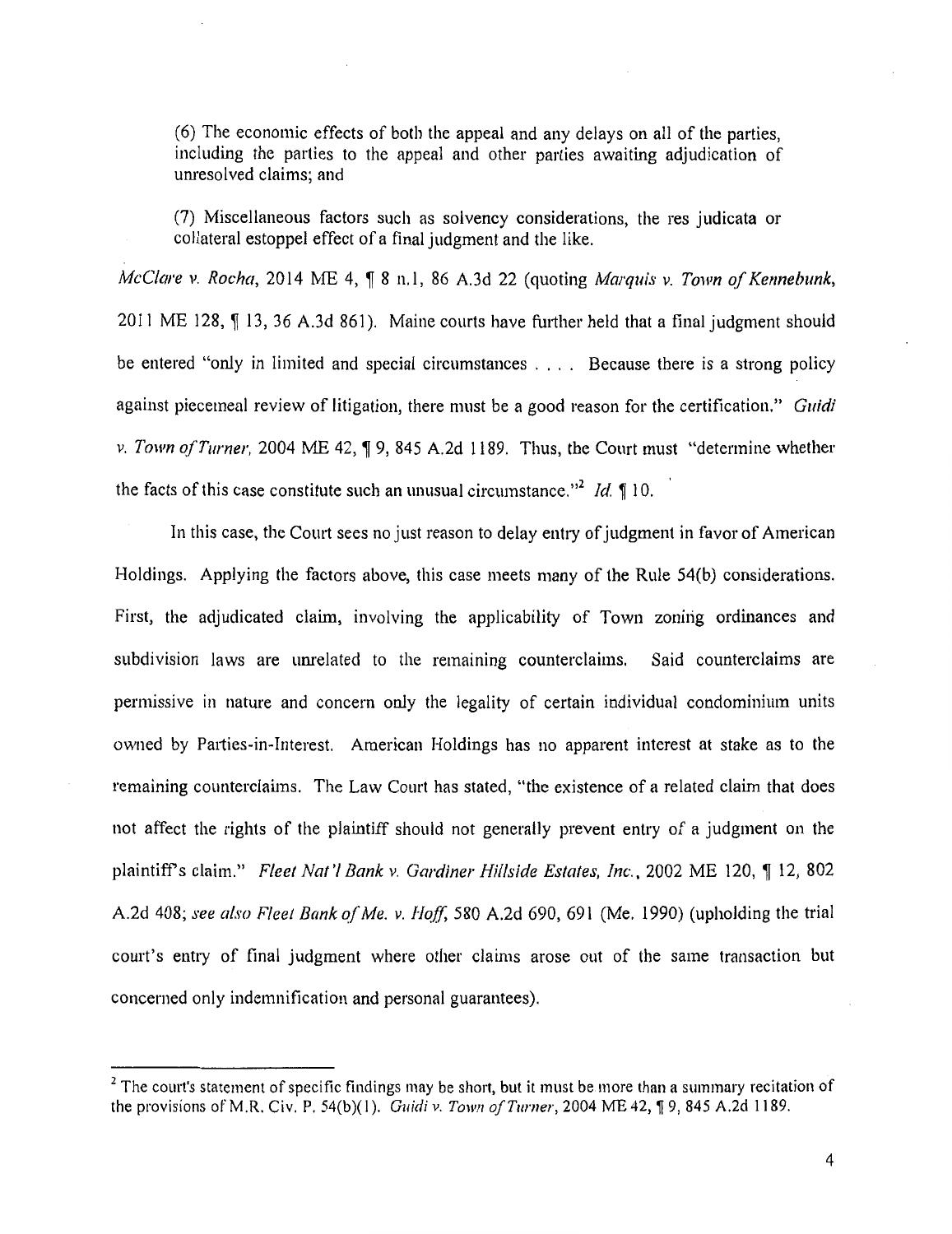(6) The economic effects of both the appeal and any delays on all of the parties, including the parties to the appeal and other parties awaiting adjudication of unresolved claims; and

(7) Miscellaneous factors such as solvency considerations, the res judicata or collateral estoppel effect of a final judgment and the like.

*McClare v. Rocha*, 2014 ME 4, ¶ 8 n.1, 86 A.3d 22 (quoting *Marquis v. Town of Kennebunk*, 2011 ME 128, ¶ 13, 36 A.3d 861). Maine courts have further held that a final judgment should be entered "only in limited and special circumstances . . . . Because there is a strong policy against piecemeal review of litigation, there must be a good reason for the certification." *Guidi v. Town of Turner*, 2004 ME 42, ¶ 9, 845 A.2d 1189. Thus, the Court must "determine whether the facts of this case constitute such an unusual circumstance."[2] *Id.* ¶ 10.

In this case, the Court sees no just reason to delay entry of judgment in favor of American Holdings. Applying the factors above, this case meets many of the Rule 54(b) considerations. First, the adjudicated claim, involving the applicability of Town zoning ordinances and subdivision laws are unrelated to the remaining counterclaims. Said counterclaims are permissive in nature and concern only the legality of certain individual condominium units owned by Parties-in-Interest. American Holdings has no apparent interest at stake as to the remaining counterclaims. The Law Court has stated, "the existence of a related claim that does not affect the rights of the plaintiff should not generally prevent entry of a judgment on the plaintiff's claim." *Fleet Nat'l Bank v. Gardiner Hillside Estates, Inc.*, 2002 ME 120, ¶ 12, 802 A.2d 408; *see also Fleet Bank of Me. v. Hoff*, 580 A.2d 690, 691 (Me. 1990) (upholding the trial court's entry of final judgment where other claims arose out of the same transaction but concerned only indemnification and personal guarantees).

[2] The court's statement of specific findings may be short, but it must be more than a summary recitation of the provisions of M.R. Civ. P. 54(b)(1). *Guidi v. Town of Turner*, 2004 ME 42, ¶ 9, 845 A.2d 1189.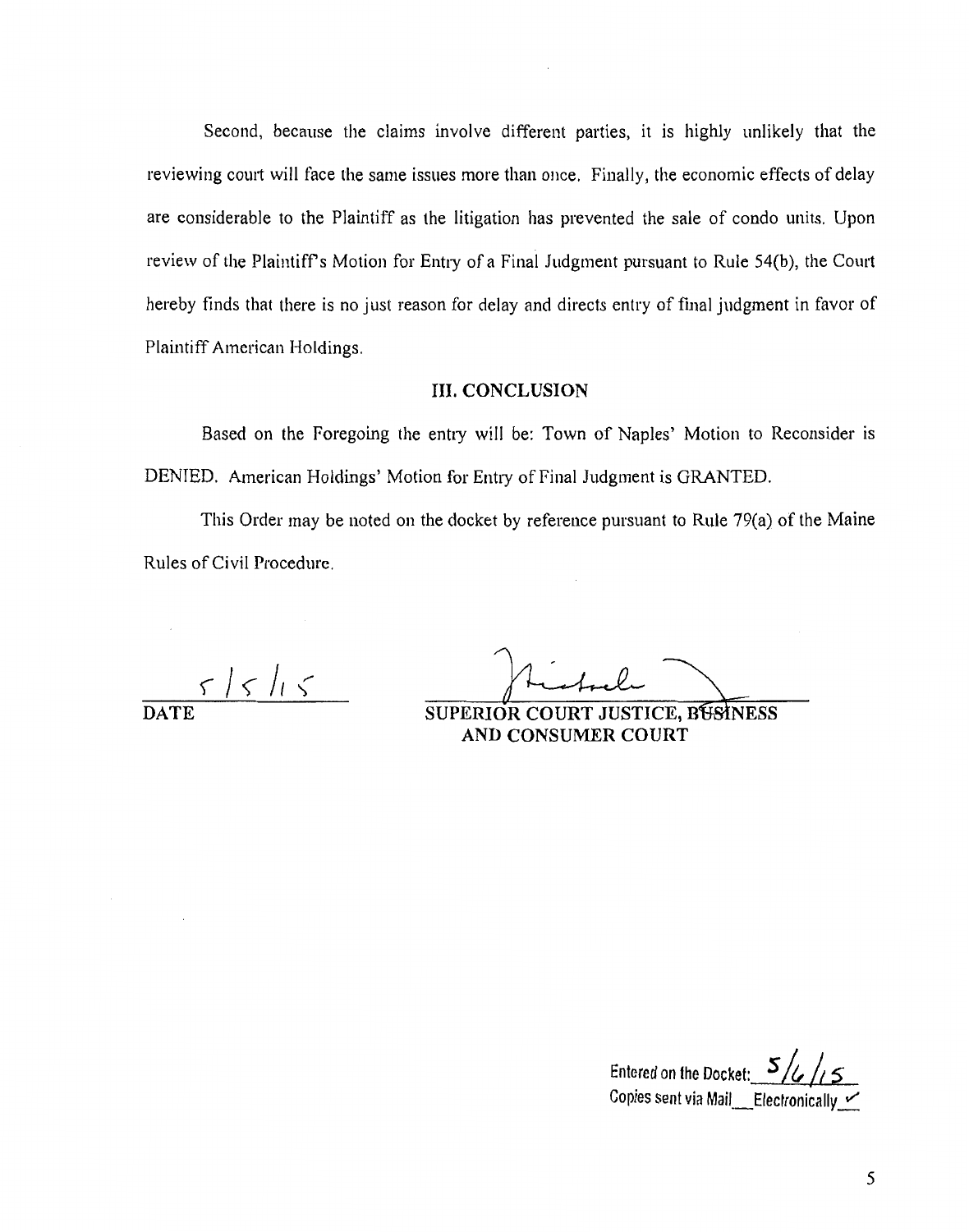Second, because the claims involve different parties, it is highly unlikely that the reviewing court will face the same issues more than once. Finally, the economic effects of delay are considerable to the Plaintiff as the litigation has prevented the sale of condo units. Upon review of the Plaintiff's Motion for Entry of a Final Judgment pursuant to Rule 54(b), the Court hereby finds that there is no just reason for delay and directs entry of final judgment in favor of Plaintiff American Holdings.

## III. CONCLUSION

Based on the Foregoing the entry will be: Town of Naples' Motion to Reconsider is DENIED. American Holdings' Motion for Entry of Final Judgment is GRANTED.

This Order may be noted on the docket by reference pursuant to Rule 79(a) of the Maine Rules of Civil Procedure.

5/5/15
**DATE**

**SUPERIOR COURT JUSTICE, BUSINESS AND CONSUMER COURT**

Entered on the Docket: 5/6/15
Copies sent via Mail___ Electronically ✓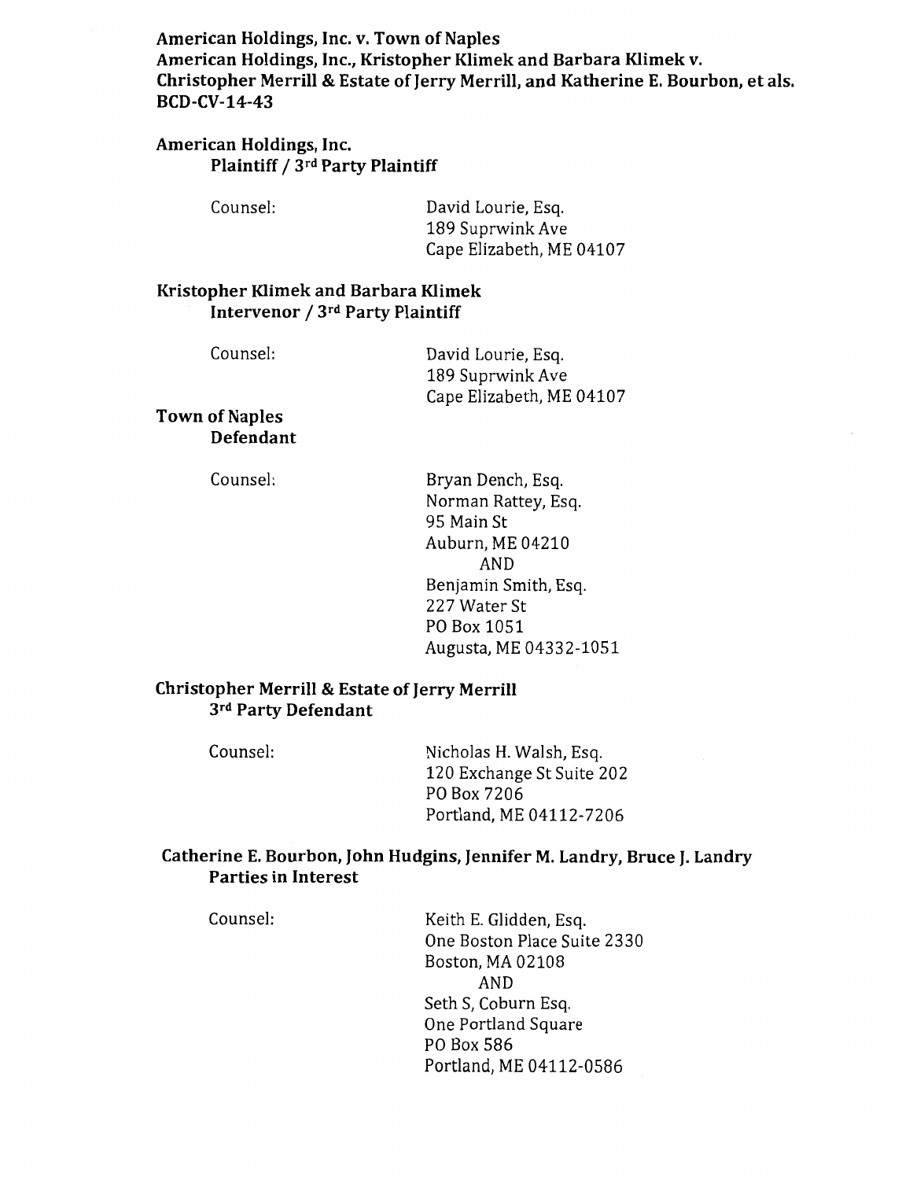**American Holdings, Inc. v. Town of Naples**
**American Holdings, Inc., Kristopher Klimek and Barbara Klimek v. Christopher Merrill & Estate of Jerry Merrill, and Katherine E. Bourbon, et als.**
**BCD-CV-14-43**

**American Holdings, Inc.**
**Plaintiff / 3rd Party Plaintiff**

Counsel: David Lourie, Esq.
189 Suprwink Ave
Cape Elizabeth, ME 04107

**Kristopher Klimek and Barbara Klimek**
**Intervenor / 3rd Party Plaintiff**

Counsel: David Lourie, Esq.
189 Suprwink Ave
Cape Elizabeth, ME 04107

**Town of Naples**
**Defendant**

Counsel: Bryan Dench, Esq.
Norman Rattey, Esq.
95 Main St
Auburn, ME 04210
AND
Benjamin Smith, Esq.
227 Water St
PO Box 1051
Augusta, ME 04332-1051

**Christopher Merrill & Estate of Jerry Merrill**
**3rd Party Defendant**

Counsel: Nicholas H. Walsh, Esq.
120 Exchange St Suite 202
PO Box 7206
Portland, ME 04112-7206

**Catherine E. Bourbon, John Hudgins, Jennifer M. Landry, Bruce J. Landry**
**Parties in Interest**

Counsel: Keith E. Glidden, Esq.
One Boston Place Suite 2330
Boston, MA 02108
AND
Seth S, Coburn Esq.
One Portland Square
PO Box 586
Portland, ME 04112-0586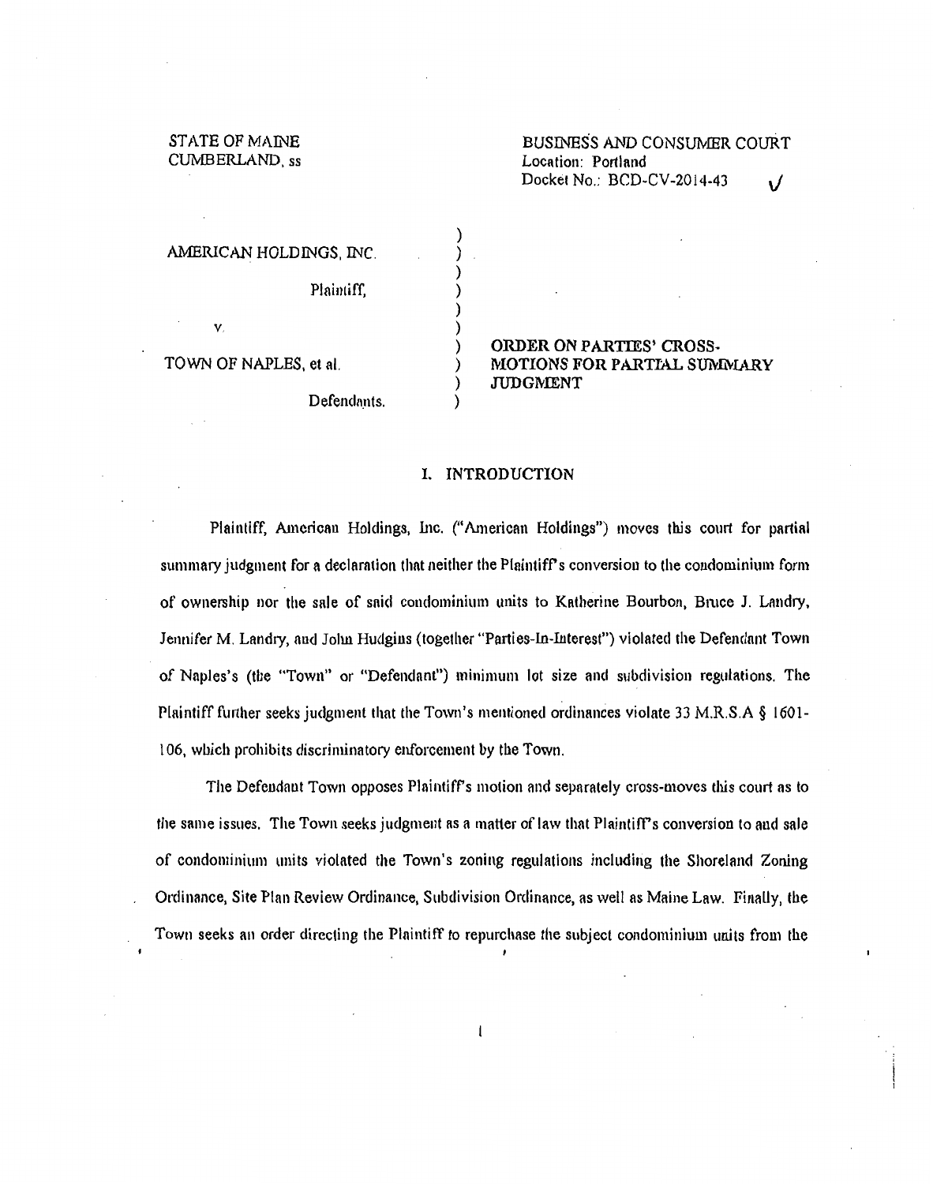STATE OF MAINE
CUMBERLAND, ss

BUSINESS AND CONSUMER COURT
Location: Portland
Docket No.: BCD-CV-2014-43 ✓

AMERICAN HOLDINGS, INC.

Plaintiff,

v.

TOWN OF NAPLES, et al.

Defendants.

ORDER ON PARTIES' CROSS-MOTIONS FOR PARTIAL SUMMARY JUDGMENT

## I. INTRODUCTION

Plaintiff, American Holdings, Inc. ("American Holdings") moves this court for partial summary judgment for a declaration that neither the Plaintiff's conversion to the condominium form of ownership nor the sale of said condominium units to Katherine Bourbon, Bruce J. Landry, Jennifer M. Landry, and John Hudgins (together "Parties-In-Interest") violated the Defendant Town of Naples's (the "Town" or "Defendant") minimum lot size and subdivision regulations. The Plaintiff further seeks judgment that the Town's mentioned ordinances violate 33 M.R.S.A § 1601-106, which prohibits discriminatory enforcement by the Town.

The Defendant Town opposes Plaintiff's motion and separately cross-moves this court as to the same issues. The Town seeks judgment as a matter of law that Plaintiff's conversion to and sale of condominium units violated the Town's zoning regulations including the Shoreland Zoning Ordinance, Site Plan Review Ordinance, Subdivision Ordinance, as well as Maine Law. Finally, the Town seeks an order directing the Plaintiff to repurchase the subject condominium units from the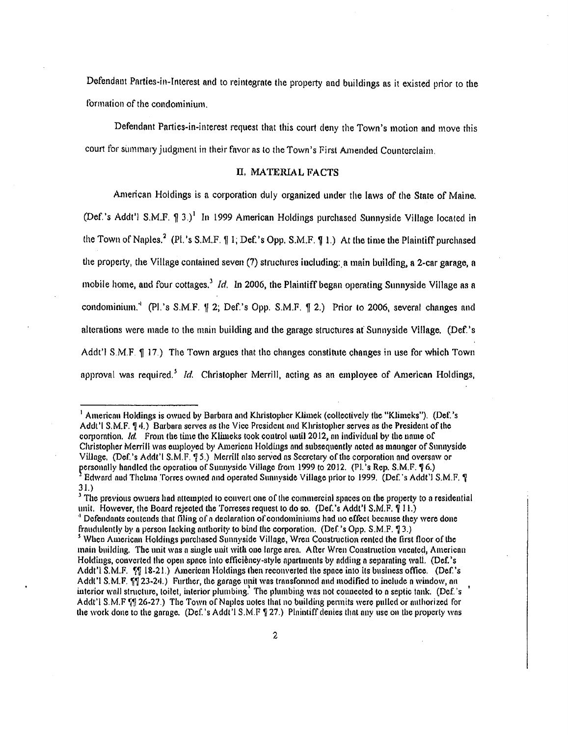Defendant Parties-in-Interest and to reintegrate the property and buildings as it existed prior to the formation of the condominium.

Defendant Parties-in-interest request that this court deny the Town's motion and move this court for summary judgment in their favor as to the Town's First Amended Counterclaim.

## II. MATERIAL FACTS

American Holdings is a corporation duly organized under the laws of the State of Maine. (Def.'s Addt'l S.M.F. ¶ 3.)[1] In 1999 American Holdings purchased Sunnyside Village located in the Town of Naples.[2] (Pl.'s S.M.F. ¶ 1; Def.'s Opp. S.M.F. ¶ 1.) At the time the Plaintiff purchased the property, the Village contained seven (7) structures including: a main building, a 2-car garage, a mobile home, and four cottages.[3] *Id.* In 2006, the Plaintiff began operating Sunnyside Village as a condominium.[4] (Pl.'s S.M.F. ¶ 2; Def.'s Opp. S.M.F. ¶ 2.) Prior to 2006, several changes and alterations were made to the main building and the garage structures at Sunnyside Village. (Def.'s Addt'l S.M.F. ¶ 17.) The Town argues that the changes constitute changes in use for which Town approval was required.[5] *Id.* Christopher Merrill, acting as an employee of American Holdings,

---

[1] American Holdings is owned by Barbara and Khristopher Klimek (collectively the "Klimeks"). (Def.'s Addt'l S.M.F. ¶ 4.) Barbara serves as the Vice President and Khristopher serves as the President of the corporation. *Id.* From the time the Klimeks took control until 2012, an individual by the name of Christopher Merrill was employed by American Holdings and subsequently acted as manager of Sunnyside Village. (Def.'s Addt'l S.M.F. ¶ 5.) Merrill also served as Secretary of the corporation and oversaw or personally handled the operation of Sunnyside Village from 1999 to 2012. (Pl.'s Rep. S.M.F. ¶ 6.)

[2] Edward and Thelma Torres owned and operated Sunnyside Village prior to 1999. (Def.'s Addt'l S.M.F. ¶ 31.)

[3] The previous owners had attempted to convert one of the commercial spaces on the property to a residential unit. However, the Board rejected the Torreses request to do so. (Def.'s Addt'l S.M.F. ¶ 11.)

[4] Defendants contends that filing of a declaration of condominiums had no effect because they were done fraudulently by a person lacking authority to bind the corporation. (Def.'s Opp. S.M.F. ¶ 3.)

[5] When American Holdings purchased Sunnyside Village, Wren Construction rented the first floor of the main building. The unit was a single unit with one large area. After Wren Construction vacated, American Holdings, converted the open space into efficiency-style apartments by adding a separating wall. (Def.'s Addt'l S.M.F. ¶¶ 18-21.) American Holdings then reconverted the space into its business office. (Def.'s Addt'l S.M.F. ¶¶ 23-24.) Further, the garage unit was transformed and modified to include a window, an interior wall structure, toilet, interior plumbing. The plumbing was not connected to a septic tank. (Def.'s Addt'l S.M.F ¶¶ 26-27.) The Town of Naples notes that no building permits were pulled or authorized for the work done to the garage. (Def.'s Addt'l S.M.F ¶ 27.) Plaintiff denies that any use on the property was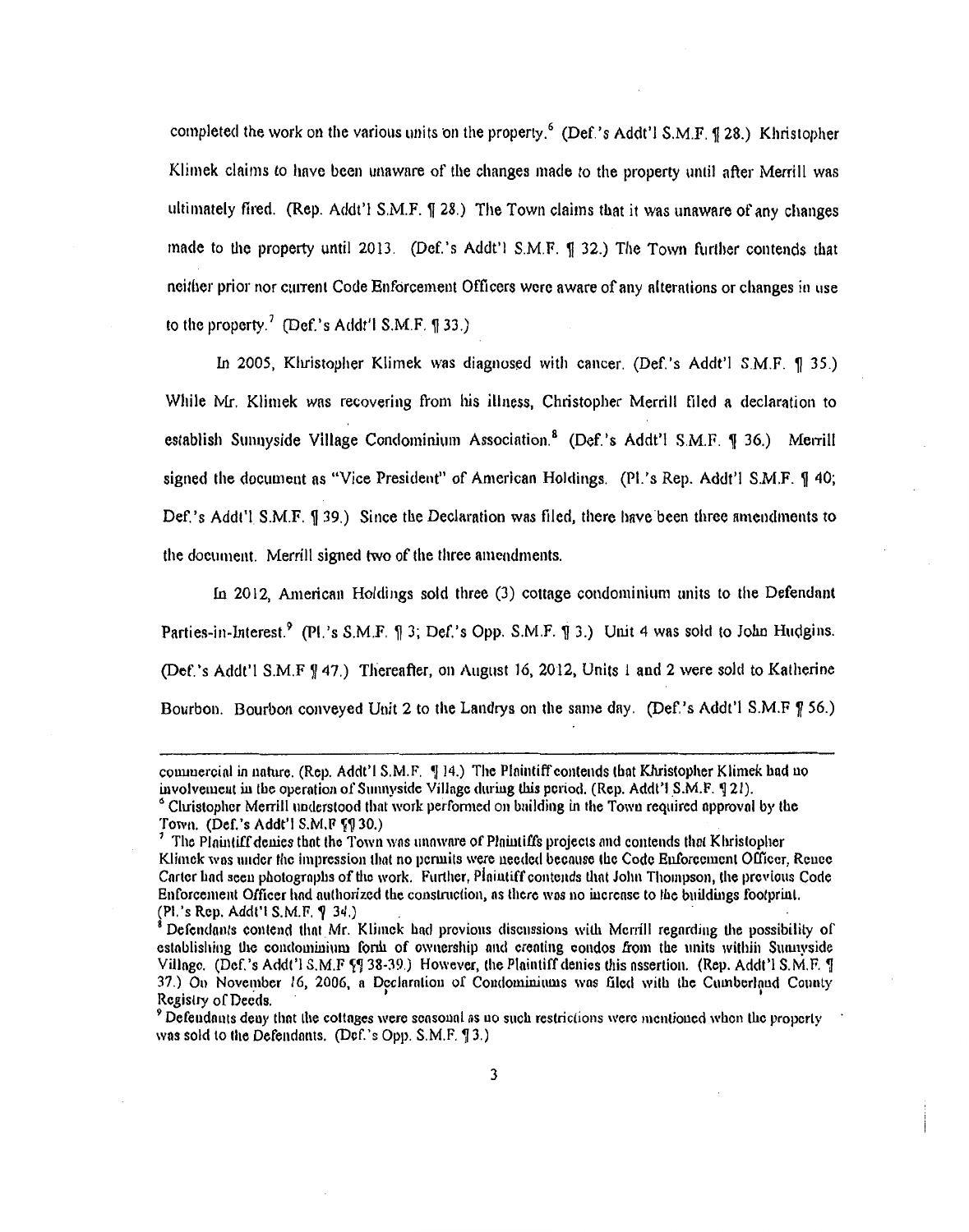completed the work on the various units on the property.[6] (Def.'s Addt'l S.M.F. ¶ 28.) Khristopher Klimek claims to have been unaware of the changes made to the property until after Merrill was ultimately fired. (Rep. Addt'l S.M.F. ¶ 28.) The Town claims that it was unaware of any changes made to the property until 2013. (Def.'s Addt'l S.M.F. ¶ 32.) The Town further contends that neither prior nor current Code Enforcement Officers were aware of any alterations or changes in use to the property.[7] (Def.'s Addt'l S.M.F. ¶ 33.)

In 2005, Khristopher Klimek was diagnosed with cancer. (Def.'s Addt'l S.M.F. ¶ 35.) While Mr. Klimek was recovering from his illness, Christopher Merrill filed a declaration to establish Sunnyside Village Condominium Association.[8] (Def.'s Addt'l S.M.F. ¶ 36.) Merrill signed the document as "Vice President" of American Holdings. (Pl.'s Rep. Addt'l S.M.F. ¶ 40; Def.'s Addt'l S.M.F. ¶ 39.) Since the Declaration was filed, there have been three amendments to the document. Merrill signed two of the three amendments.

In 2012, American Holdings sold three (3) cottage condominium units to the Defendant Parties-in-Interest.[9] (Pl.'s S.M.F. ¶ 3; Def.'s Opp. S.M.F. ¶ 3.) Unit 4 was sold to John Hudgins. (Def.'s Addt'l S.M.F ¶ 47.) Thereafter, on August 16, 2012, Units 1 and 2 were sold to Katherine Bourbon. Bourbon conveyed Unit 2 to the Landrys on the same day. (Def.'s Addt'l S.M.F ¶ 56.)

---

commercial in nature. (Rep. Addt'l S.M.F. ¶ 14.) The Plaintiff contends that Khristopher Klimek had no involvement in the operation of Sunnyside Village during this period. (Rep. Addt'l S.M.F. ¶ 21).

[6] Christopher Merrill understood that work performed on building in the Town required approval by the Town. (Def.'s Addt'l S.M.F ¶¶ 30.)

[7] The Plaintiff denies that the Town was unaware of Plaintiffs projects and contends that Khristopher Klimek was under the impression that no permits were needed because the Code Enforcement Officer, Renee Carter had seen photographs of the work. Further, Plaintiff contends that John Thompson, the previous Code Enforcement Officer had authorized the construction, as there was no increase to the buildings footprint. (Pl.'s Rep. Addt'l S.M.F. ¶ 34.)

[8] Defendants contend that Mr. Klimek had previous discussions with Merrill regarding the possibility of establishing the condominium form of ownership and creating condos from the units within Sunnyside Village. (Def.'s Addt'l S.M.F ¶¶ 38-39.) However, the Plaintiff denies this assertion. (Rep. Addt'l S.M.F. ¶ 37.) On November 16, 2006, a Declaration of Condominiums was filed with the Cumberland County Registry of Deeds.

[9] Defendants deny that the cottages were seasonal as no such restrictions were mentioned when the property was sold to the Defendants. (Def.'s Opp. S.M.F. ¶ 3.)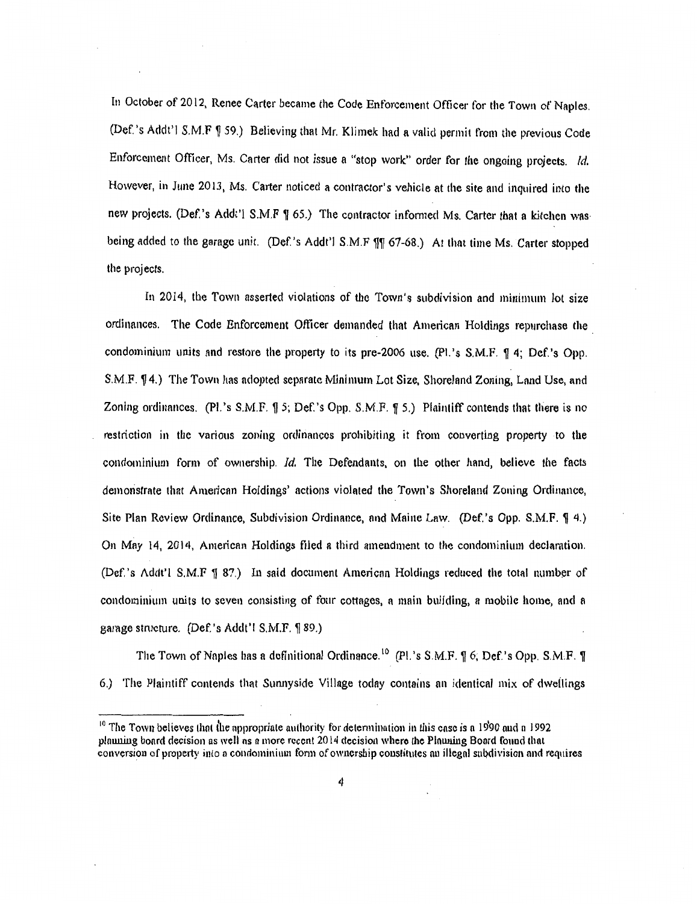In October of 2012, Renee Carter became the Code Enforcement Officer for the Town of Naples. (Def.'s Addt'l S.M.F ¶ 59.) Believing that Mr. Klimek had a valid permit from the previous Code Enforcement Officer, Ms. Carter did not issue a "stop work" order for the ongoing projects. *Id.* However, in June 2013, Ms. Carter noticed a contractor's vehicle at the site and inquired into the new projects. (Def.'s Addt'l S.M.F ¶ 65.) The contractor informed Ms. Carter that a kitchen was being added to the garage unit. (Def.'s Addt'l S.M.F ¶¶ 67-68.) At that time Ms. Carter stopped the projects.

In 2014, the Town asserted violations of the Town's subdivision and minimum lot size ordinances. The Code Enforcement Officer demanded that American Holdings repurchase the condominium units and restore the property to its pre-2006 use. (Pl.'s S.M.F. ¶ 4; Def.'s Opp. S.M.F. ¶ 4.) The Town has adopted separate Minimum Lot Size, Shoreland Zoning, Land Use, and Zoning ordinances. (Pl.'s S.M.F. ¶ 5; Def.'s Opp. S.M.F. ¶ 5.) Plaintiff contends that there is no restriction in the various zoning ordinances prohibiting it from converting property to the condominium form of ownership. *Id.* The Defendants, on the other hand, believe the facts demonstrate that American Holdings' actions violated the Town's Shoreland Zoning Ordinance, Site Plan Review Ordinance, Subdivision Ordinance, and Maine Law. (Def.'s Opp. S.M.F. ¶ 4.) On May 14, 2014, American Holdings filed a third amendment to the condominium declaration. (Def.'s Addt'l S.M.F ¶ 87.) In said document American Holdings reduced the total number of condominium units to seven consisting of four cottages, a main building, a mobile home, and a garage structure. (Def.'s Addt'l S.M.F. ¶ 89.)

The Town of Naples has a definitional Ordinance.[10] (Pl.'s S.M.F. ¶ 6; Def.'s Opp. S.M.F. ¶ 6.) The Plaintiff contends that Sunnyside Village today contains an identical mix of dwellings

---

[10] The Town believes that the appropriate authority for determination in this case is a 1990 and a 1992 planning board decision as well as a more recent 2014 decision where the Planning Board found that conversion of property into a condominium form of ownership constitutes an illegal subdivision and requires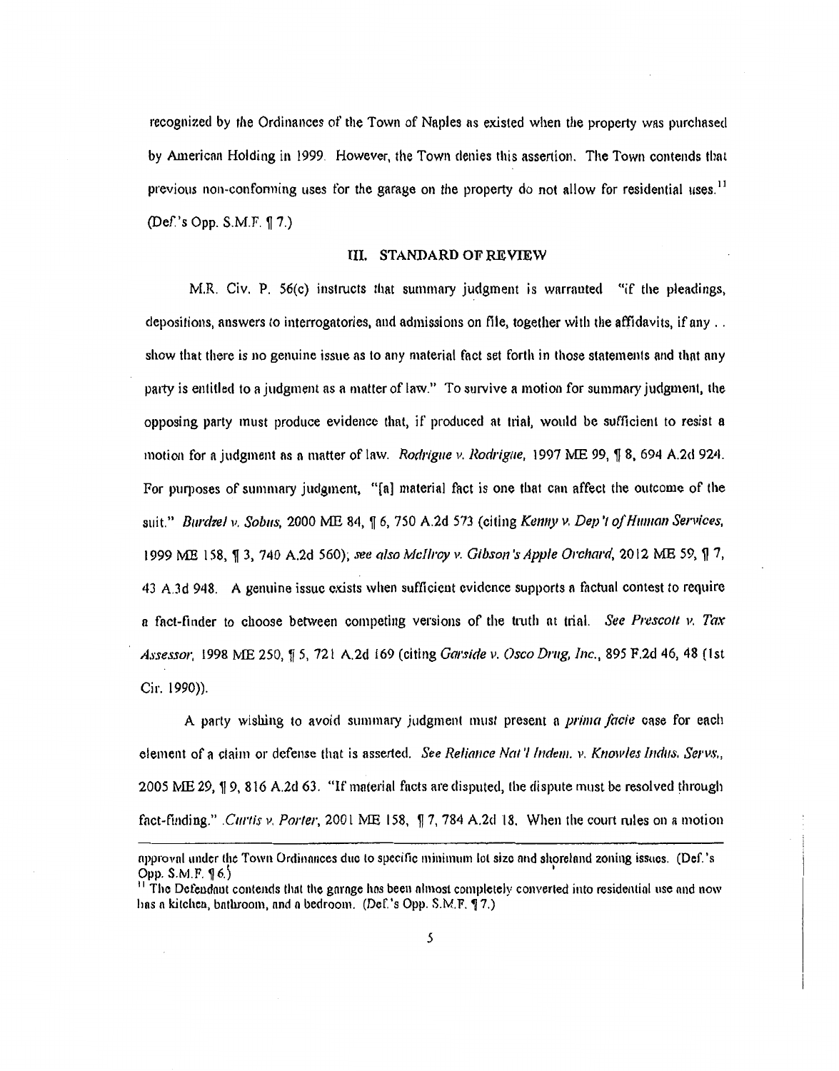recognized by the Ordinances of the Town of Naples as existed when the property was purchased by American Holding in 1999. However, the Town denies this assertion. The Town contends that previous non-conforming uses for the garage on the property do not allow for residential uses.[11] (Def.'s Opp. S.M.F. ¶ 7.)

## III. STANDARD OF REVIEW

M.R. Civ. P. 56(c) instructs that summary judgment is warranted "if the pleadings, depositions, answers to interrogatories, and admissions on file, together with the affidavits, if any . . show that there is no genuine issue as to any material fact set forth in those statements and that any party is entitled to a judgment as a matter of law." To survive a motion for summary judgment, the opposing party must produce evidence that, if produced at trial, would be sufficient to resist a motion for a judgment as a matter of law. *Rodrigue v. Rodrigue*, 1997 ME 99, ¶ 8, 694 A.2d 924. For purposes of summary judgment, "[a] material fact is one that can affect the outcome of the suit." *Burdzel v. Sobus*, 2000 ME 84, ¶ 6, 750 A.2d 573 (citing *Kenny v. Dep't of Human Services*, 1999 ME 158, ¶ 3, 740 A.2d 560); *see also McIlroy v. Gibson's Apple Orchard*, 2012 ME 59, ¶ 7, 43 A.3d 948. A genuine issue exists when sufficient evidence supports a factual contest to require a fact-finder to choose between competing versions of the truth at trial. *See Prescott v. Tax Assessor*, 1998 ME 250, ¶ 5, 721 A.2d 169 (citing *Garside v. Osco Drug, Inc.*, 895 F.2d 46, 48 (1st Cir. 1990)).

A party wishing to avoid summary judgment must present a *prima facie* case for each element of a claim or defense that is asserted. *See Reliance Nat'l Indem. v. Knowles Indus. Servs.*, 2005 ME 29, ¶ 9, 816 A.2d 63. "If material facts are disputed, the dispute must be resolved through fact-finding." *Curtis v. Porter*, 2001 ME 158, ¶ 7, 784 A.2d 18. When the court rules on a motion

---

approval under the Town Ordinances due to specific minimum lot size and shoreland zoning issues. (Def.'s Opp. S.M.F. ¶ 6.)

[11] The Defendant contends that the garage has been almost completely converted into residential use and now has a kitchen, bathroom, and a bedroom. (Def.'s Opp. S.M.F. ¶ 7.)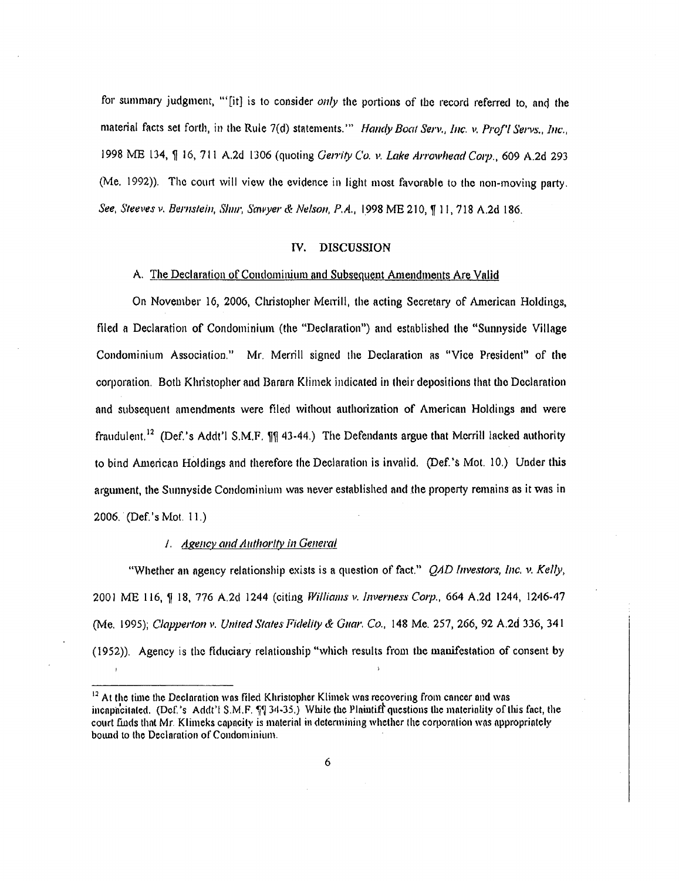for summary judgment, "'[it] is to consider *only* the portions of the record referred to, and the material facts set forth, in the Rule 7(d) statements.'" *Handy Boat Serv., Inc. v. Prof'l Servs., Inc.*, 1998 ME 134, ¶ 16, 711 A.2d 1306 (quoting *Gerrity Co. v. Lake Arrowhead Corp.*, 609 A.2d 293 (Me. 1992)). The court will view the evidence in light most favorable to the non-moving party. *See, Steeves v. Bernstein, Shur, Sawyer & Nelson, P.A.*, 1998 ME 210, ¶ 11, 718 A.2d 186.

## IV. DISCUSSION

### A. The Declaration of Condominium and Subsequent Amendments Are Valid

On November 16, 2006, Christopher Merrill, the acting Secretary of American Holdings, filed a Declaration of Condominium (the "Declaration") and established the "Sunnyside Village Condominium Association." Mr. Merrill signed the Declaration as "Vice President" of the corporation. Both Khristopher and Barara Klimek indicated in their depositions that the Declaration and subsequent amendments were filed without authorization of American Holdings and were fraudulent.[12] (Def.'s Addt'l S.M.F. ¶¶ 43-44.) The Defendants argue that Merrill lacked authority to bind American Holdings and therefore the Declaration is invalid. (Def.'s Mot. 10.) Under this argument, the Sunnyside Condominium was never established and the property remains as it was in 2006. (Def.'s Mot. 11.)

#### *1. Agency and Authority in General*

"Whether an agency relationship exists is a question of fact." *QAD Investors, Inc. v. Kelly*, 2001 ME 116, ¶ 18, 776 A.2d 1244 (citing *Williams v. Inverness Corp.*, 664 A.2d 1244, 1246-47 (Me. 1995); *Clapperton v. United States Fidelity & Guar. Co.*, 148 Me. 257, 266, 92 A.2d 336, 341 (1952)). Agency is the fiduciary relationship "which results from the manifestation of consent by

---

[12] At the time the Declaration was filed Khristopher Klimek was recovering from cancer and was incapacitated. (Def.'s Addt'l S.M.F. ¶¶ 34-35.) While the Plaintiff questions the materiality of this fact, the court finds that Mr. Klimeks capacity is material in determining whether the corporation was appropriately bound to the Declaration of Condominium.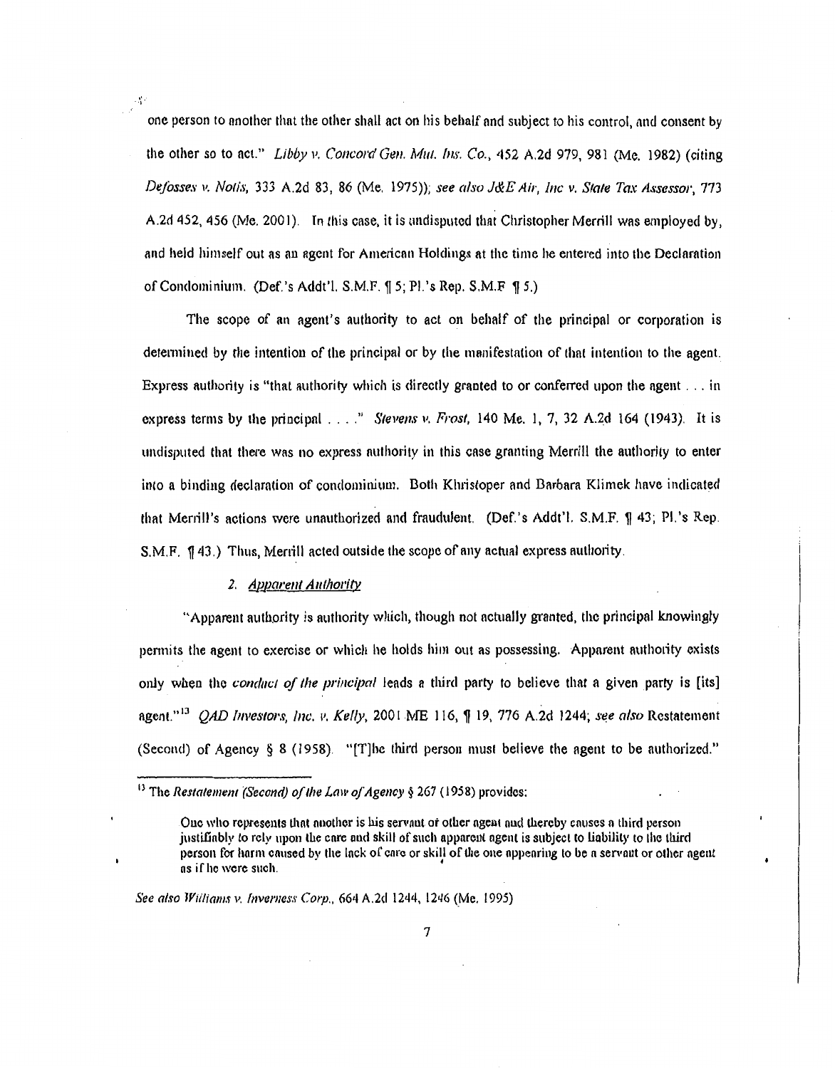one person to another that the other shall act on his behalf and subject to his control, and consent by the other so to act." *Libby v. Concord Gen. Mut. Ins. Co.*, 452 A.2d 979, 981 (Me. 1982) (citing *Defosses v. Notis*, 333 A.2d 83, 86 (Me. 1975)); *see also J&E Air, Inc v. State Tax Assessor*, 773 A.2d 452, 456 (Me. 2001). In this case, it is undisputed that Christopher Merrill was employed by, and held himself out as an agent for American Holdings at the time he entered into the Declaration of Condominium. (Def.'s Addt'l. S.M.F. ¶ 5; Pl.'s Rep. S.M.F ¶ 5.)

The scope of an agent's authority to act on behalf of the principal or corporation is determined by the intention of the principal or by the manifestation of that intention to the agent. Express authority is "that authority which is directly granted to or conferred upon the agent . . . in express terms by the principal . . . ." *Stevens v. Frost*, 140 Me. 1, 7, 32 A.2d 164 (1943). It is undisputed that there was no express authority in this case granting Merrill the authority to enter into a binding declaration of condominium. Both Khristoper and Barbara Klimek have indicated that Merrill's actions were unauthorized and fraudulent. (Def.'s Addt'l. S.M.F. ¶ 43; Pl.'s Rep. S.M.F. ¶ 43.) Thus, Merrill acted outside the scope of any actual express authority.

### 2. *Apparent Authority*

"Apparent authority is authority which, though not actually granted, the principal knowingly permits the agent to exercise or which he holds him out as possessing. Apparent authority exists only when the *conduct of the principal* leads a third party to believe that a given party is [its] agent."[13] *QAD Investors, Inc. v. Kelly*, 2001 ME 116, ¶ 19, 776 A.2d 1244; *see also* Restatement (Second) of Agency § 8 (1958). "[T]he third person must believe the agent to be authorized."

---

[13] The *Restatement (Second) of the Law of Agency* § 267 (1958) provides:

> One who represents that another is his servant or other agent and thereby causes a third person justifiably to rely upon the care and skill of such apparent agent is subject to liability to the third person for harm caused by the lack of care or skill of the one appearing to be a servant or other agent as if he were such.

*See also Williams v. Inverness Corp.*, 664 A.2d 1244, 1246 (Me. 1995)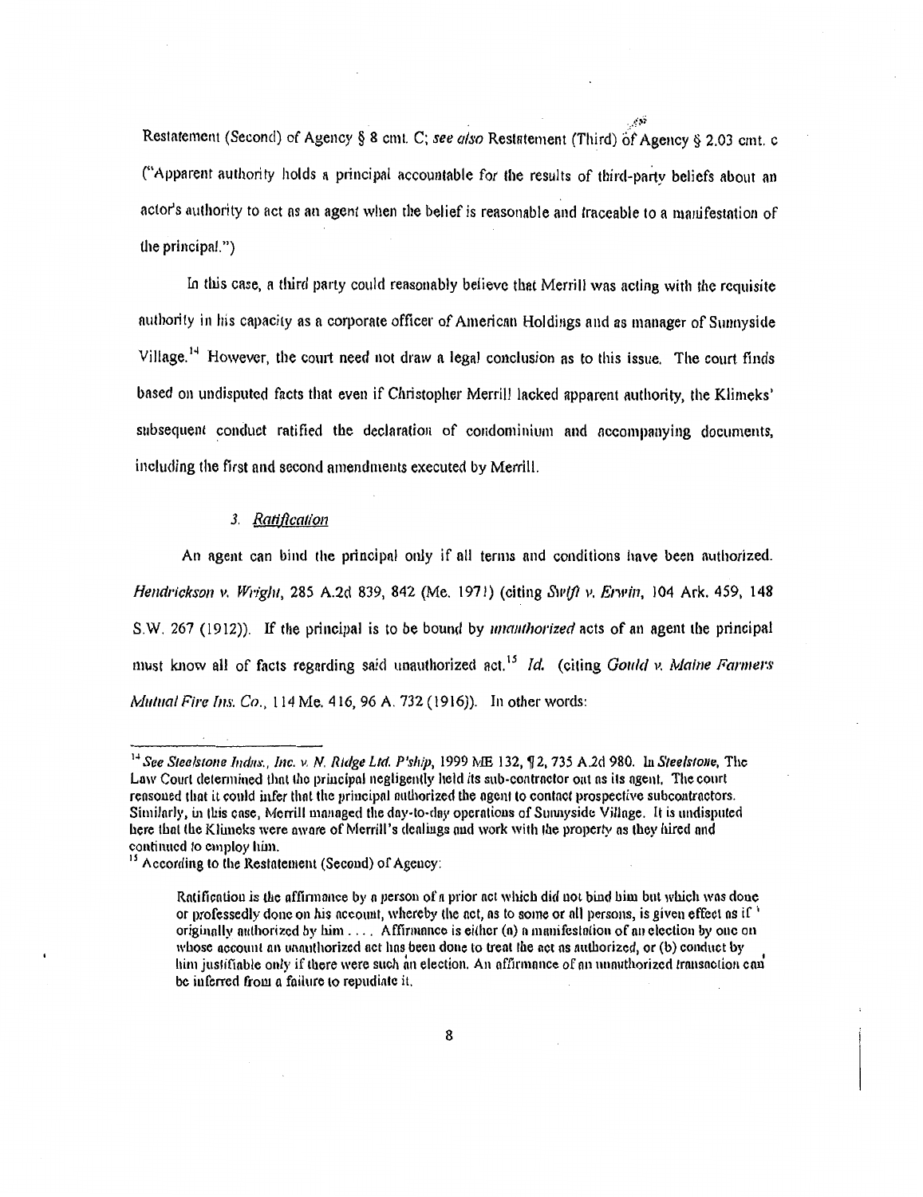Restatement (Second) of Agency § 8 cmt. C; *see also* Restatement (Third) of Agency § 2.03 cmt. c ("Apparent authority holds a principal accountable for the results of third-party beliefs about an actor's authority to act as an agent when the belief is reasonable and traceable to a manifestation of the principal.")

In this case, a third party could reasonably believe that Merrill was acting with the requisite authority in his capacity as a corporate officer of American Holdings and as manager of Sunnyside Village.[14] However, the court need not draw a legal conclusion as to this issue. The court finds based on undisputed facts that even if Christopher Merrill lacked apparent authority, the Klimeks' subsequent conduct ratified the declaration of condominium and accompanying documents, including the first and second amendments executed by Merrill.

### 3. *Ratification*

An agent can bind the principal only if all terms and conditions have been authorized. *Hendrickson v. Wright*, 285 A.2d 839, 842 (Me. 1971) (citing *Swift v. Erwin*, 104 Ark. 459, 148 S.W. 267 (1912)). If the principal is to be bound by *unauthorized* acts of an agent the principal must know all of facts regarding said unauthorized act.[15] *Id.* (citing *Gould v. Maine Farmers Mutual Fire Ins. Co.*, 114 Me. 416, 96 A. 732 (1916)). In other words:

---

[14] *See Steelstone Indus., Inc. v. N. Ridge Ltd. P'ship*, 1999 ME 132, ¶ 2, 735 A.2d 980. In *Steelstone*, The Law Court determined that the principal negligently held its sub-contractor out as its agent. The court reasoned that it could infer that the principal authorized the agent to contact prospective subcontractors. Similarly, in this case, Merrill managed the day-to-day operations of Sunnyside Village. It is undisputed here that the Klimeks were aware of Merrill's dealings and work with the property as they hired and continued to employ him.

[15] According to the Restatement (Second) of Agency:

> Ratification is the affirmance by a person of a prior act which did not bind him but which was done or professedly done on his account, whereby the act, as to some or all persons, is given effect as if originally authorized by him . . . . Affirmance is either (a) a manifestation of an election by one on whose account an unauthorized act has been done to treat the act as authorized, or (b) conduct by him justifiable only if there were such an election. An affirmance of an unauthorized transaction can be inferred from a failure to repudiate it.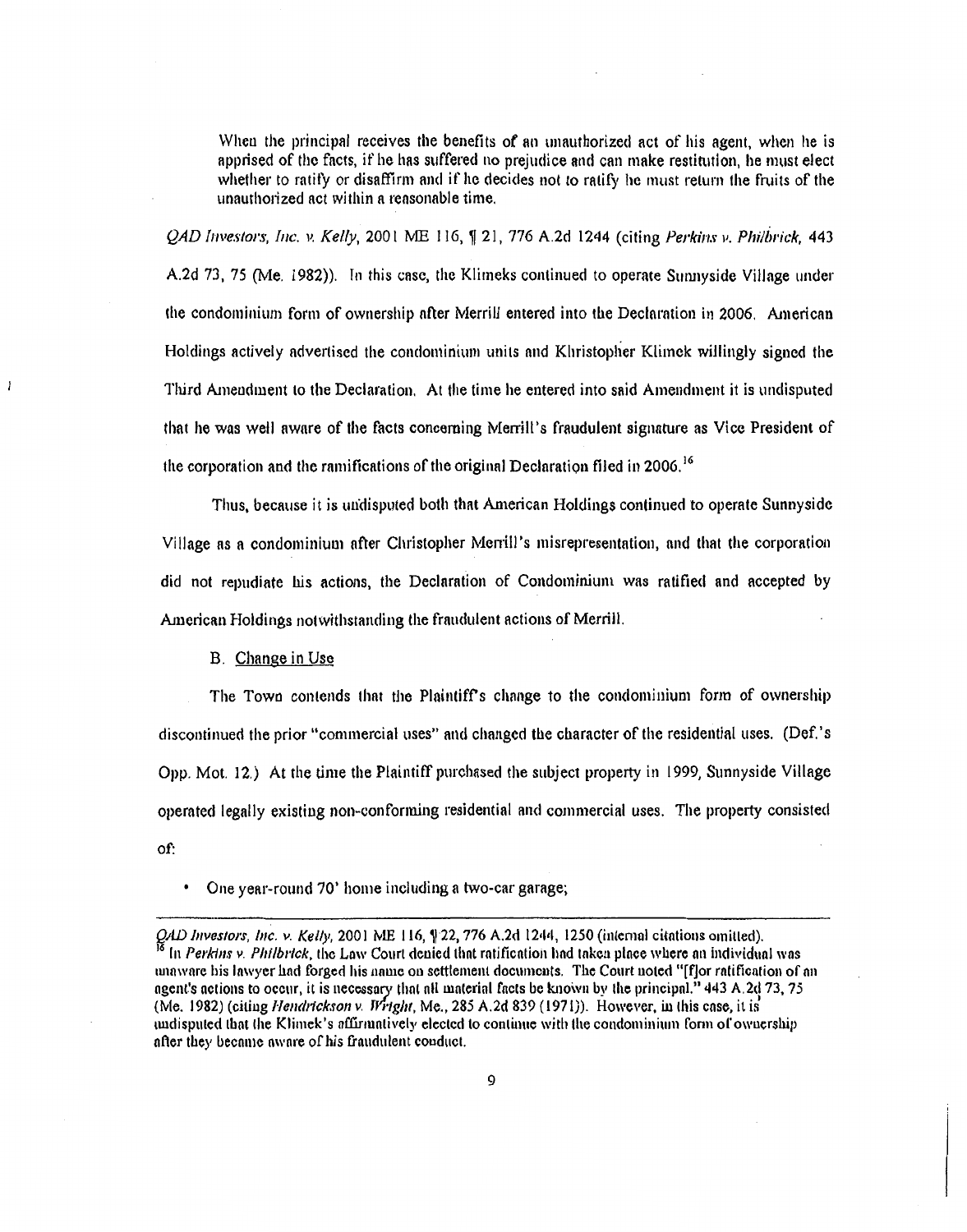When the principal receives the benefits of an unauthorized act of his agent, when he is apprised of the facts, if he has suffered no prejudice and can make restitution, he must elect whether to ratify or disaffirm and if he decides not to ratify he must return the fruits of the unauthorized act within a reasonable time.

*QAD Investors, Inc. v. Kelly*, 2001 ME 116, ¶ 21, 776 A.2d 1244 (citing *Perkins v. Philbrick*, 443 A.2d 73, 75 (Me. 1982)). In this case, the Klimeks continued to operate Sunnyside Village under the condominium form of ownership after Merrill entered into the Declaration in 2006. American Holdings actively advertised the condominium units and Khristopher Klimek willingly signed the Third Amendment to the Declaration. At the time he entered into said Amendment it is undisputed that he was well aware of the facts concerning Merrill's fraudulent signature as Vice President of the corporation and the ramifications of the original Declaration filed in 2006.[16]

Thus, because it is undisputed both that American Holdings continued to operate Sunnyside Village as a condominium after Christopher Merrill's misrepresentation, and that the corporation did not repudiate his actions, the Declaration of Condominium was ratified and accepted by American Holdings notwithstanding the fraudulent actions of Merrill.

B. <u>Change in Use</u>

The Town contends that the Plaintiff's change to the condominium form of ownership discontinued the prior "commercial uses" and changed the character of the residential uses. (Def.'s Opp. Mot. 12.) At the time the Plaintiff purchased the subject property in 1999, Sunnyside Village operated legally existing non-conforming residential and commercial uses. The property consisted of:

- One year-round 70' home including a two-car garage;

---

*QAD Investors, Inc. v. Kelly*, 2001 ME 116, ¶ 22, 776 A.2d 1244, 1250 (internal citations omitted).

[16] In *Perkins v. Philbrick*, the Law Court denied that ratification had taken place where an individual was unaware his lawyer had forged his name on settlement documents. The Court noted "[f]or ratification of an agent's actions to occur, it is necessary that all material facts be known by the principal." 443 A.2d 73, 75 (Me. 1982) (citing *Hendrickson v. Wright*, Me., 285 A.2d 839 (1971)). However, in this case, it is undisputed that the Klimek's affirmatively elected to continue with the condominium form of ownership after they became aware of his fraudulent conduct.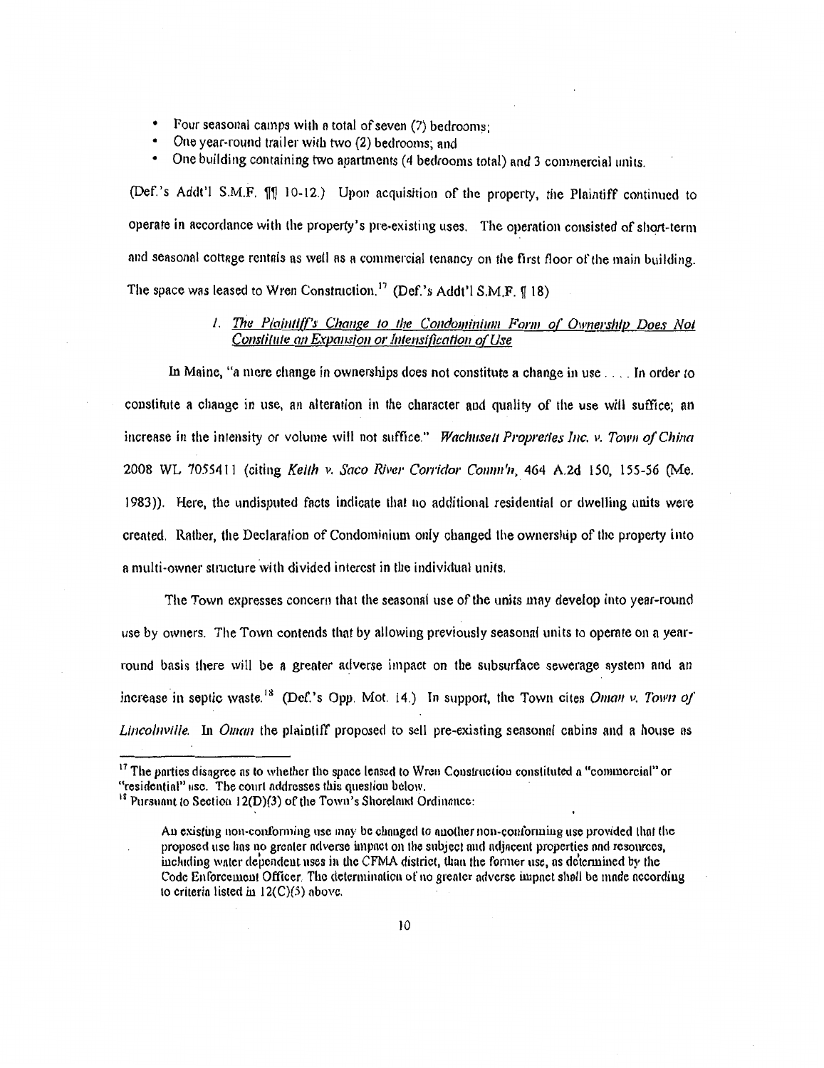- Four seasonal camps with a total of seven (7) bedrooms;
- One year-round trailer with two (2) bedrooms; and
- One building containing two apartments (4 bedrooms total) and 3 commercial units.

(Def.'s Addt'l S.M.F. ¶¶ 10-12.) Upon acquisition of the property, the Plaintiff continued to operate in accordance with the property's pre-existing uses. The operation consisted of short-term and seasonal cottage rentals as well as a commercial tenancy on the first floor of the main building. The space was leased to Wren Construction.[17] (Def.'s Addt'l S.M.F. ¶ 18)

### 1. *The Plaintiff's Change to the Condominium Form of Ownership Does Not Constitute an Expansion or Intensification of Use*

In Maine, "a mere change in ownerships does not constitute a change in use . . . . In order to constitute a change in use, an alteration in the character and quality of the use will suffice; an increase in the intensity or volume will not suffice." *Wachusett Propreties Inc. v. Town of China* 2008 WL 7055411 (citing *Keith v. Saco River Corridor Comm'n*, 464 A.2d 150, 155-56 (Me. 1983)). Here, the undisputed facts indicate that no additional residential or dwelling units were created. Rather, the Declaration of Condominium only changed the ownership of the property into a multi-owner structure with divided interest in the individual units.

The Town expresses concern that the seasonal use of the units may develop into year-round use by owners. The Town contends that by allowing previously seasonal units to operate on a year-round basis there will be a greater adverse impact on the subsurface sewerage system and an increase in septic waste.[18] (Def.'s Opp. Mot. 14.) In support, the Town cites *Oman v. Town of Lincolnville*. In *Oman* the plaintiff proposed to sell pre-existing seasonal cabins and a house as

---

[17] The parties disagree as to whether the space leased to Wren Construction constituted a "commercial" or "residential" use. The court addresses this question below.

[18] Pursuant to Section 12(D)(3) of the Town's Shoreland Ordinance:

> An existing non-conforming use may be changed to another non-conforming use provided that the proposed use has no greater adverse impact on the subject and adjacent properties and resources, including water dependent uses in the CFMA district, than the former use, as determined by the Code Enforcement Officer. The determination of no greater adverse impact shall be made according to criteria listed in 12(C)(5) above.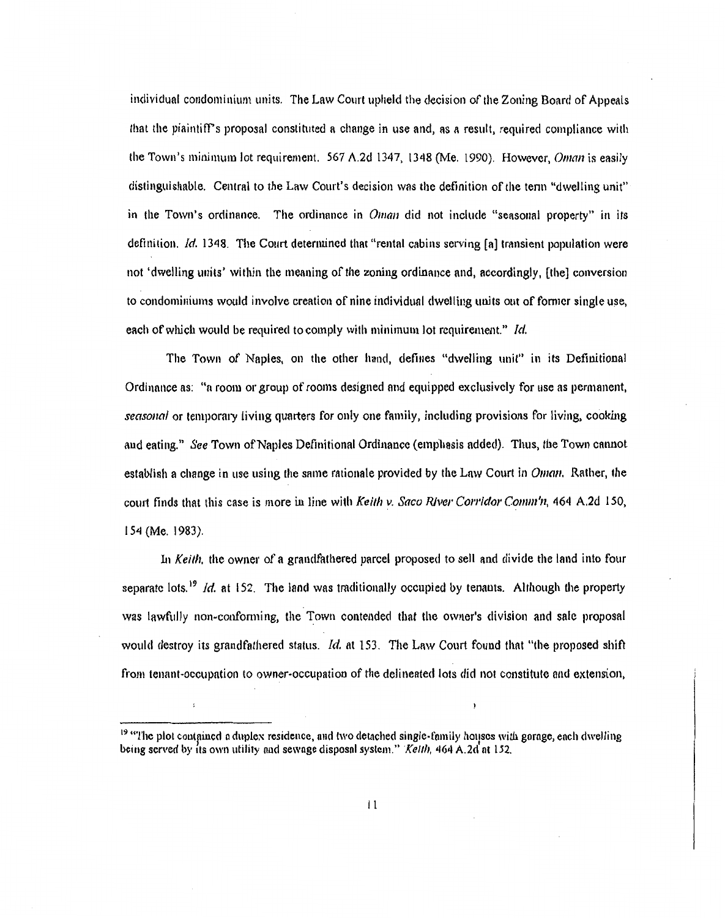individual condominium units. The Law Court upheld the decision of the Zoning Board of Appeals that the plaintiff's proposal constituted a change in use and, as a result, required compliance with the Town's minimum lot requirement. 567 A.2d 1347, 1348 (Me. 1990). However, *Oman* is easily distinguishable. Central to the Law Court's decision was the definition of the term "dwelling unit" in the Town's ordinance. The ordinance in *Oman* did not include "seasonal property" in its definition. *Id.* 1348. The Court determined that "rental cabins serving [a] transient population were not 'dwelling units' within the meaning of the zoning ordinance and, accordingly, [the] conversion to condominiums would involve creation of nine individual dwelling units out of former single use, each of which would be required to comply with minimum lot requirement." *Id.*

The Town of Naples, on the other hand, defines "dwelling unit" in its Definitional Ordinance as: "a room or group of rooms designed and equipped exclusively for use as permanent, *seasonal* or temporary living quarters for only one family, including provisions for living, cooking and eating." *See* Town of Naples Definitional Ordinance (emphasis added). Thus, the Town cannot establish a change in use using the same rationale provided by the Law Court in *Oman*. Rather, the court finds that this case is more in line with *Keith v. Saco River Corridor Comm'n*, 464 A.2d 150, 154 (Me. 1983).

In *Keith*, the owner of a grandfathered parcel proposed to sell and divide the land into four separate lots.[19] *Id.* at 152. The land was traditionally occupied by tenants. Although the property was lawfully non-conforming, the Town contended that the owner's division and sale proposal would destroy its grandfathered status. *Id.* at 153. The Law Court found that "the proposed shift from tenant-occupation to owner-occupation of the delineated lots did not constitute and extension,

---

[19] "The plot contained a duplex residence, and two detached single-family houses with garage, each dwelling being served by its own utility and sewage disposal system." *Keith*, 464 A.2d at 152.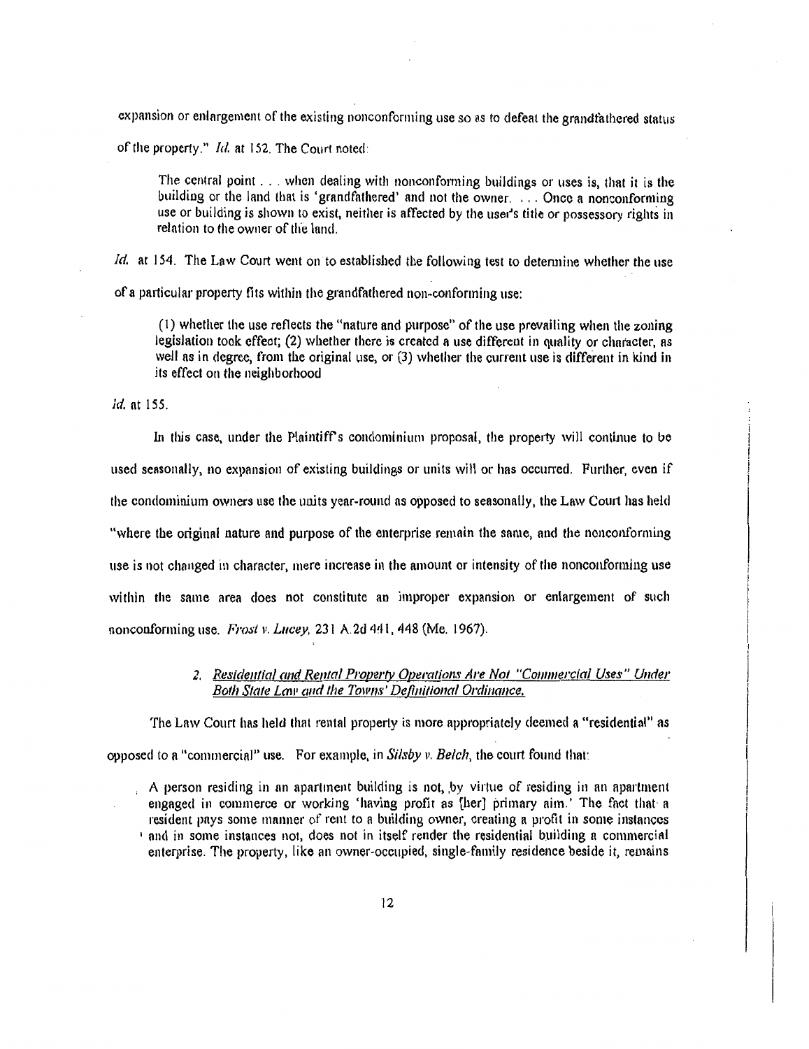expansion or enlargement of the existing nonconforming use so as to defeat the grandfathered status of the property." *Id.* at 152. The Court noted:

> The central point . . . when dealing with nonconforming buildings or uses is, that it is the building or the land that is 'grandfathered' and not the owner. . . . Once a nonconforming use or building is shown to exist, neither is affected by the user's title or possessory rights in relation to the owner of the land.

*Id.* at 154. The Law Court went on to established the following test to determine whether the use of a particular property fits within the grandfathered non-conforming use:

> (1) whether the use reflects the "nature and purpose" of the use prevailing when the zoning legislation took effect; (2) whether there is created a use different in quality or character, as well as in degree, from the original use, or (3) whether the current use is different in kind in its effect on the neighborhood

*Id.* at 155.

In this case, under the Plaintiff's condominium proposal, the property will continue to be used seasonally, no expansion of existing buildings or units will or has occurred. Further, even if the condominium owners use the units year-round as opposed to seasonally, the Law Court has held "where the original nature and purpose of the enterprise remain the same, and the nonconforming use is not changed in character, mere increase in the amount or intensity of the nonconforming use within the same area does not constitute an improper expansion or enlargement of such nonconforming use. *Frost v. Lucey*, 231 A.2d 441, 448 (Me. 1967).

### 2. *Residential and Rental Property Operations Are Not "Commercial Uses" Under Both State Law and the Towns' Definitional Ordinance.*

The Law Court has held that rental property is more appropriately deemed a "residential" as opposed to a "commercial" use. For example, in *Silsby v. Belch*, the court found that:

> A person residing in an apartment building is not, by virtue of residing in an apartment engaged in commerce or working 'having profit as [her] primary aim.' The fact that a resident pays some manner of rent to a building owner, creating a profit in some instances and in some instances not, does not in itself render the residential building a commercial enterprise. The property, like an owner-occupied, single-family residence beside it, remains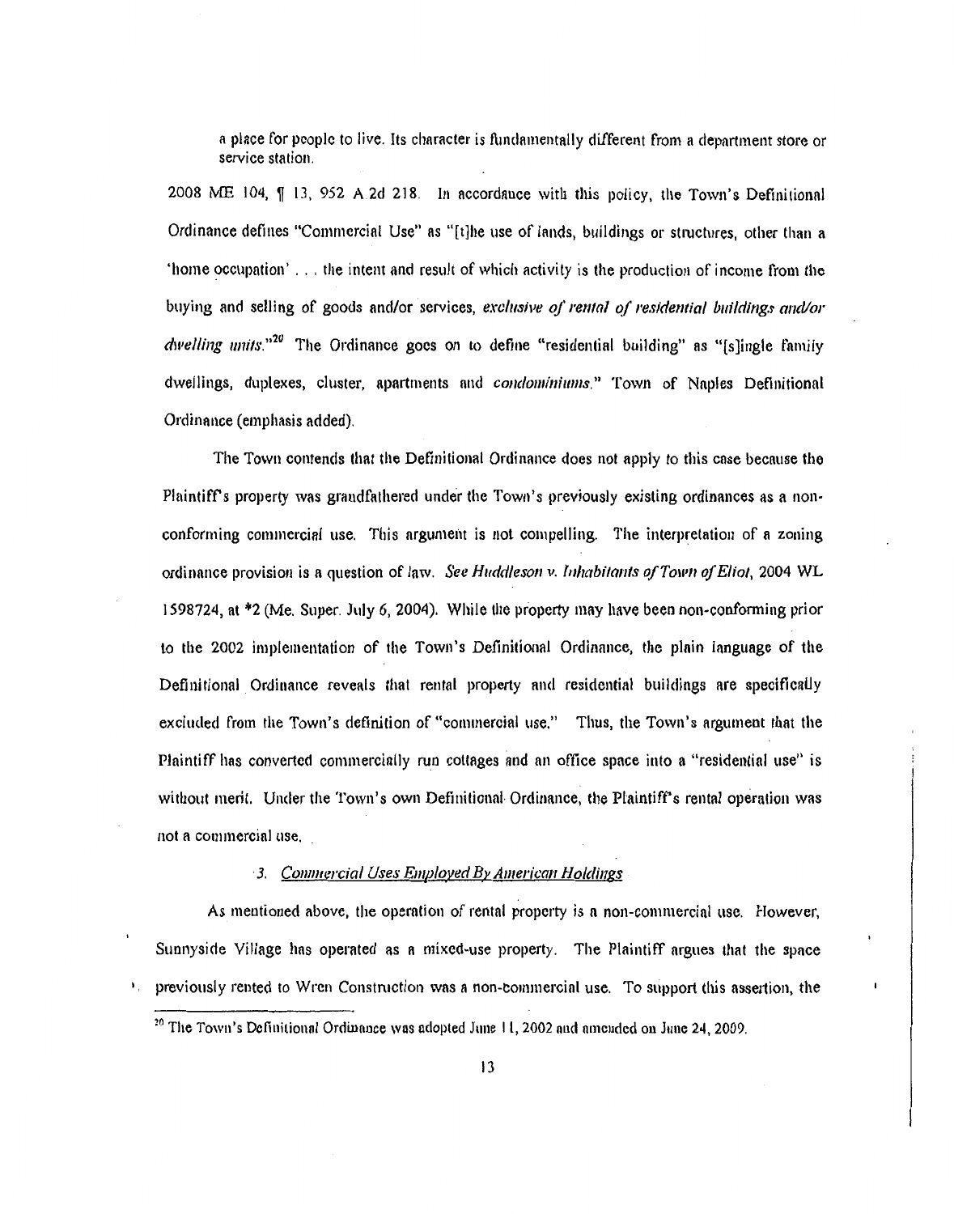> a place for people to live. Its character is fundamentally different from a department store or service station.

2008 ME 104, ¶ 13, 952 A.2d 218. In accordance with this policy, the Town's Definitional Ordinance defines "Commercial Use" as "[t]he use of lands, buildings or structures, other than a 'home occupation' . . . the intent and result of which activity is the production of income from the buying and selling of goods and/or services, *exclusive of rental of residential buildings and/or dwelling units*."[20] The Ordinance goes on to define "residential building" as "[s]ingle family dwellings, duplexes, cluster, apartments and *condominiums*." Town of Naples Definitional Ordinance (emphasis added).

The Town contends that the Definitional Ordinance does not apply to this case because the Plaintiff's property was grandfathered under the Town's previously existing ordinances as a non-conforming commercial use. This argument is not compelling. The interpretation of a zoning ordinance provision is a question of law. *See Huddleson v. Inhabitants of Town of Eliot*, 2004 WL 1598724, at *2 (Me. Super. July 6, 2004). While the property may have been non-conforming prior to the 2002 implementation of the Town's Definitional Ordinance, the plain language of the Definitional Ordinance reveals that rental property and residential buildings are specifically excluded from the Town's definition of "commercial use." Thus, the Town's argument that the Plaintiff has converted commercially run cottages and an office space into a "residential use" is without merit. Under the Town's own Definitional Ordinance, the Plaintiff's rental operation was not a commercial use.

### 3. *Commercial Uses Employed By American Holdings*

As mentioned above, the operation of rental property is a non-commercial use. However, Sunnyside Village has operated as a mixed-use property. The Plaintiff argues that the space previously rented to Wren Construction was a non-commercial use. To support this assertion, the

---

[20] The Town's Definitional Ordinance was adopted June 11, 2002 and amended on June 24, 2009.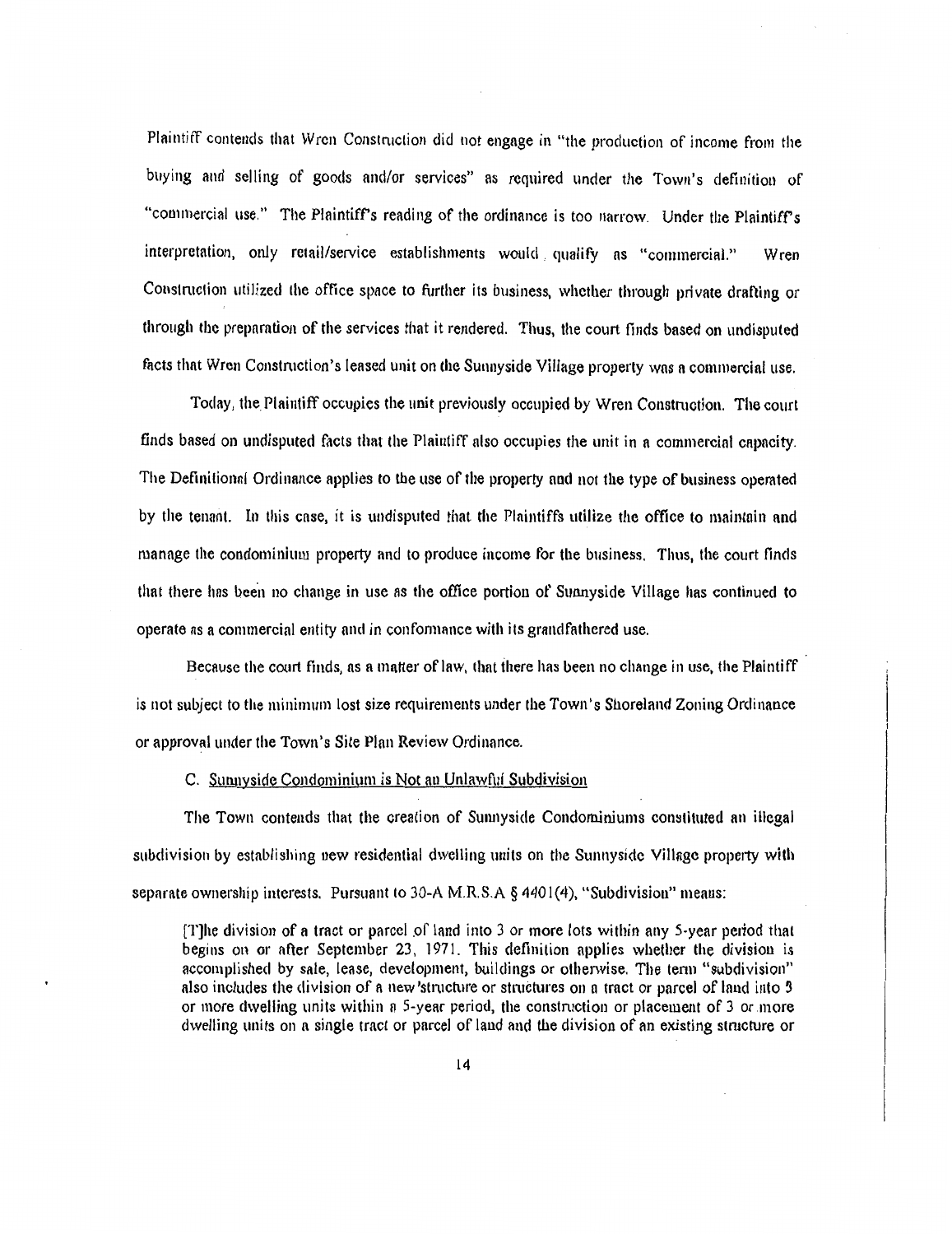Plaintiff contends that Wren Construction did not engage in "the production of income from the buying and selling of goods and/or services" as required under the Town's definition of "commercial use." The Plaintiff's reading of the ordinance is too narrow. Under the Plaintiff's interpretation, only retail/service establishments would qualify as "commercial." Wren Construction utilized the office space to further its business, whether through private drafting or through the preparation of the services that it rendered. Thus, the court finds based on undisputed facts that Wren Construction's leased unit on the Sunnyside Village property was a commercial use.

Today, the Plaintiff occupies the unit previously occupied by Wren Construction. The court finds based on undisputed facts that the Plaintiff also occupies the unit in a commercial capacity. The Definitional Ordinance applies to the use of the property and not the type of business operated by the tenant. In this case, it is undisputed that the Plaintiffs utilize the office to maintain and manage the condominium property and to produce income for the business. Thus, the court finds that there has been no change in use as the office portion of Sunnyside Village has continued to operate as a commercial entity and in conformance with its grandfathered use.

Because the court finds, as a matter of law, that there has been no change in use, the Plaintiff is not subject to the minimum lost size requirements under the Town's Shoreland Zoning Ordinance or approval under the Town's Site Plan Review Ordinance.

C. Sunnyside Condominium is Not an Unlawful Subdivision

The Town contends that the creation of Sunnyside Condominiums constituted an illegal subdivision by establishing new residential dwelling units on the Sunnyside Village property with separate ownership interests. Pursuant to 30-A M.R.S.A § 4401(4), "Subdivision" means:

> [T]he division of a tract or parcel of land into 3 or more lots within any 5-year period that begins on or after September 23, 1971. This definition applies whether the division is accomplished by sale, lease, development, buildings or otherwise. The term "subdivision" also includes the division of a new structure or structures on a tract or parcel of land into 3 or more dwelling units within a 5-year period, the construction or placement of 3 or more dwelling units on a single tract or parcel of land and the division of an existing structure or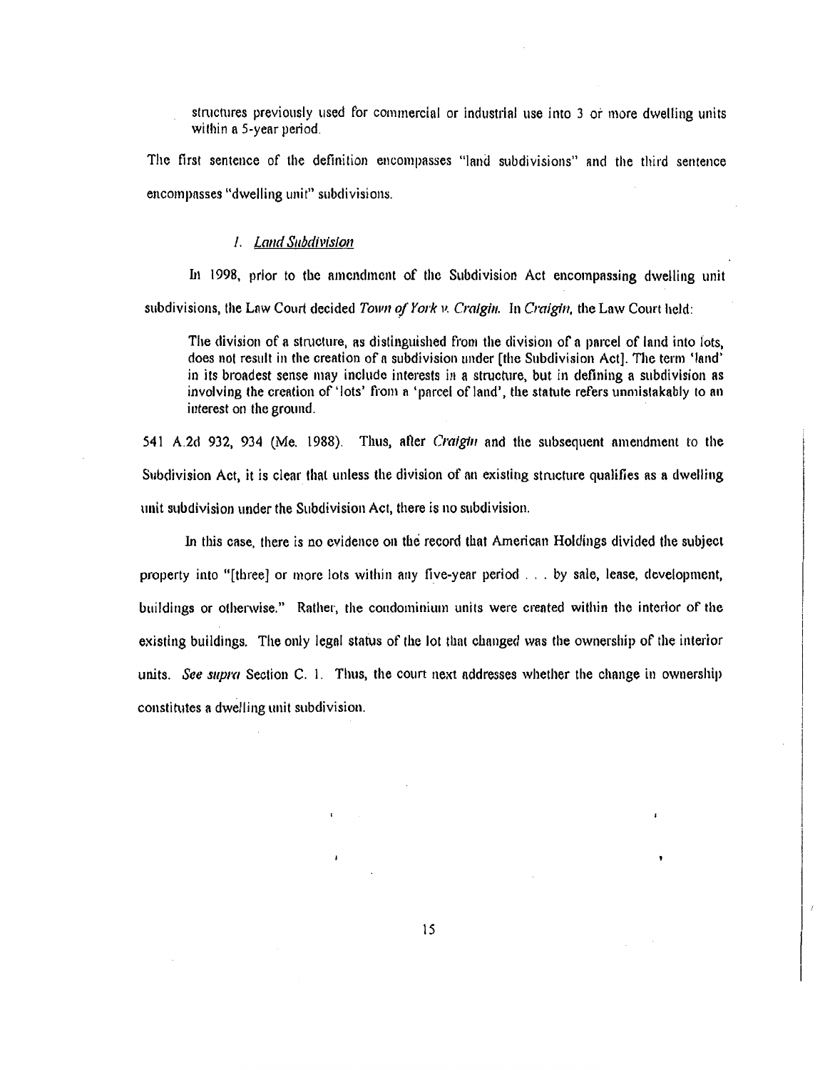structures previously used for commercial or industrial use into 3 or more dwelling units within a 5-year period.

The first sentence of the definition encompasses "land subdivisions" and the third sentence encompasses "dwelling unit" subdivisions.

### 1. *Land Subdivision*

In 1998, prior to the amendment of the Subdivision Act encompassing dwelling unit subdivisions, the Law Court decided *Town of York v. Craigin*. In *Craigin*, the Law Court held:

> The division of a structure, as distinguished from the division of a parcel of land into lots, does not result in the creation of a subdivision under [the Subdivision Act]. The term 'land' in its broadest sense may include interests in a structure, but in defining a subdivision as involving the creation of 'lots' from a 'parcel of land', the statute refers unmistakably to an interest on the ground.

541 A.2d 932, 934 (Me. 1988). Thus, after *Craigin* and the subsequent amendment to the Subdivision Act, it is clear that unless the division of an existing structure qualifies as a dwelling unit subdivision under the Subdivision Act, there is no subdivision.

In this case, there is no evidence on the record that American Holdings divided the subject property into "[three] or more lots within any five-year period . . . by sale, lease, development, buildings or otherwise." Rather, the condominium units were created within the interior of the existing buildings. The only legal status of the lot that changed was the ownership of the interior units. *See supra* Section C. 1. Thus, the court next addresses whether the change in ownership constitutes a dwelling unit subdivision.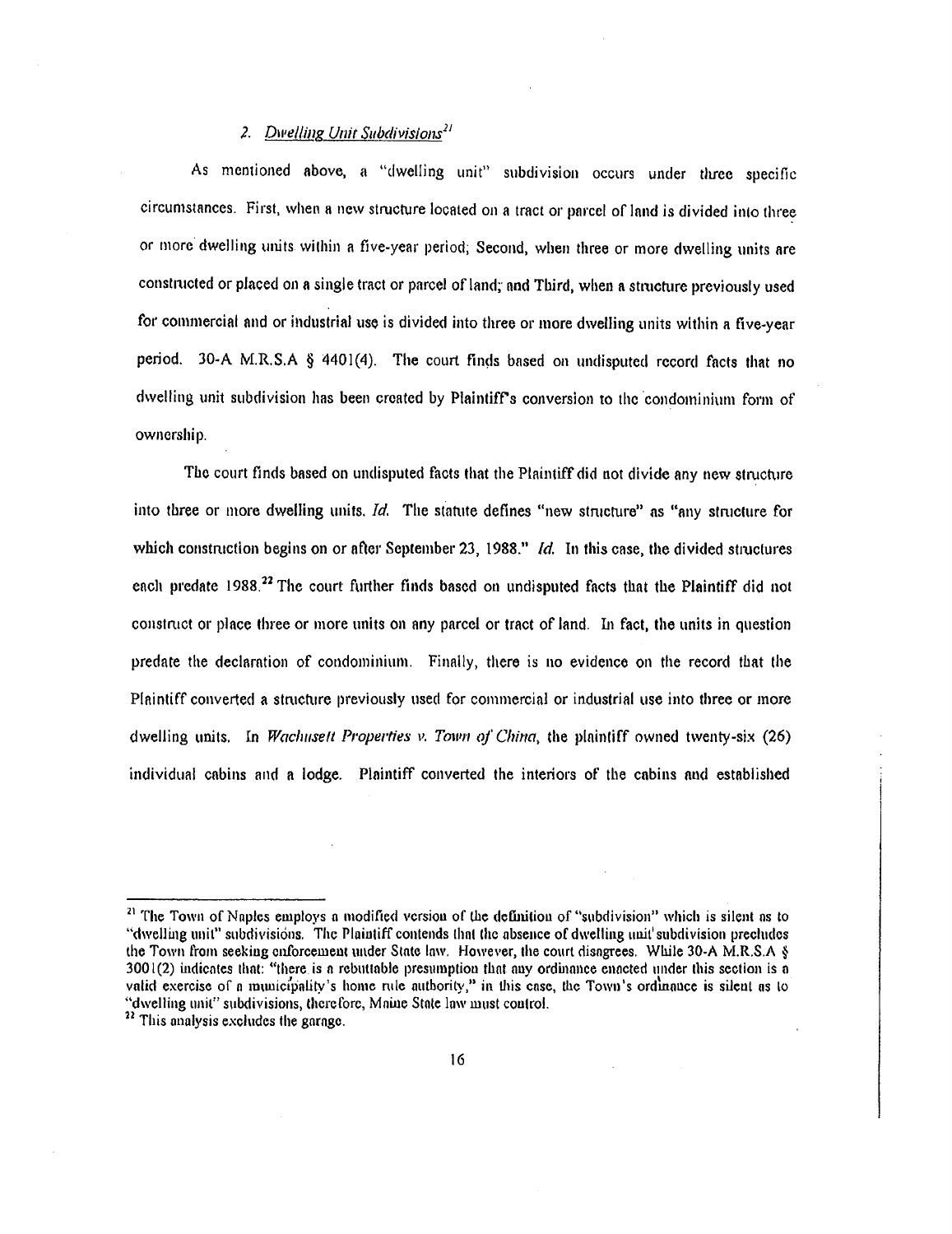### 2. *Dwelling Unit Subdivisions*[21]

As mentioned above, a "dwelling unit" subdivision occurs under three specific circumstances. First, when a new structure located on a tract or parcel of land is divided into three or more dwelling units within a five-year period; Second, when three or more dwelling units are constructed or placed on a single tract or parcel of land; and Third, when a structure previously used for commercial and or industrial use is divided into three or more dwelling units within a five-year period. 30-A M.R.S.A § 4401(4). The court finds based on undisputed record facts that no dwelling unit subdivision has been created by Plaintiff's conversion to the condominium form of ownership.

The court finds based on undisputed facts that the Plaintiff did not divide any new structure into three or more dwelling units. *Id.* The statute defines "new structure" as "any structure for which construction begins on or after September 23, 1988." *Id.* In this case, the divided structures each predate 1988.[22] The court further finds based on undisputed facts that the Plaintiff did not construct or place three or more units on any parcel or tract of land. In fact, the units in question predate the declaration of condominium. Finally, there is no evidence on the record that the Plaintiff converted a structure previously used for commercial or industrial use into three or more dwelling units. In *Wachusett Properties v. Town of China*, the plaintiff owned twenty-six (26) individual cabins and a lodge. Plaintiff converted the interiors of the cabins and established

---

[21] The Town of Naples employs a modified version of the definition of "subdivision" which is silent as to "dwelling unit" subdivisions. The Plaintiff contends that the absence of dwelling unit subdivision precludes the Town from seeking enforcement under State law. However, the court disagrees. While 30-A M.R.S.A § 3001(2) indicates that: "there is a rebuttable presumption that any ordinance enacted under this section is a valid exercise of a municipality's home rule authority," in this case, the Town's ordinance is silent as to "dwelling unit" subdivisions, therefore, Maine State law must control.

[22] This analysis excludes the garage.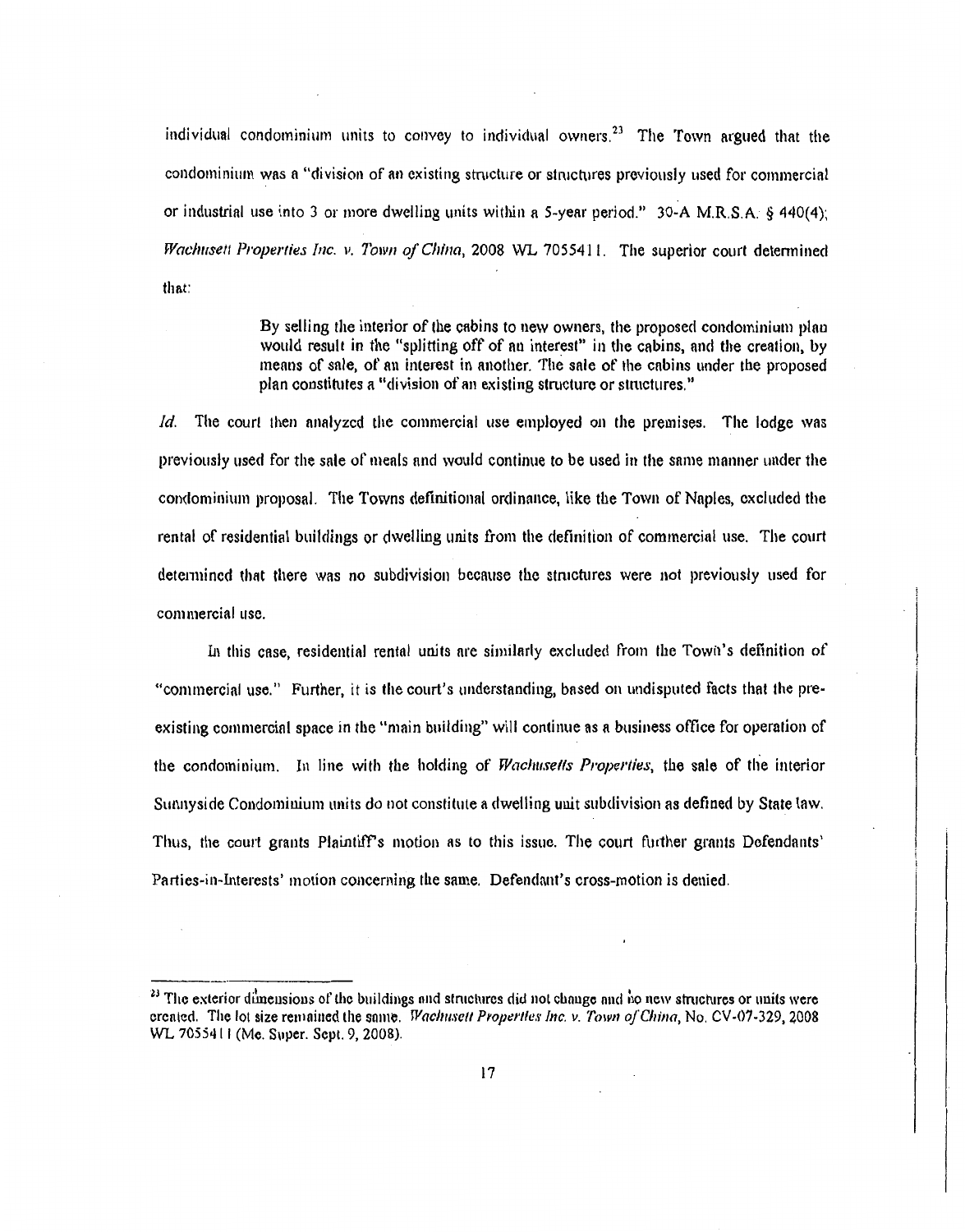individual condominium units to convey to individual owners.[23] The Town argued that the condominium was a "division of an existing structure or structures previously used for commercial or industrial use into 3 or more dwelling units within a 5-year period." 30-A M.R.S.A. § 440(4); *Wachusett Properties Inc. v. Town of China*, 2008 WL 7055411. The superior court determined that:

> By selling the interior of the cabins to new owners, the proposed condominium plan would result in the "splitting off of an interest" in the cabins, and the creation, by means of sale, of an interest in another. The sale of the cabins under the proposed plan constitutes a "division of an existing structure or structures."

*Id.* The court then analyzed the commercial use employed on the premises. The lodge was previously used for the sale of meals and would continue to be used in the same manner under the condominium proposal. The Towns definitional ordinance, like the Town of Naples, excluded the rental of residential buildings or dwelling units from the definition of commercial use. The court determined that there was no subdivision because the structures were not previously used for commercial use.

In this case, residential rental units are similarly excluded from the Town's definition of "commercial use." Further, it is the court's understanding, based on undisputed facts that the pre-existing commercial space in the "main building" will continue as a business office for operation of the condominium. In line with the holding of *Wachusetts Properties*, the sale of the interior Sunnyside Condominium units do not constitute a dwelling unit subdivision as defined by State law. Thus, the court grants Plaintiff's motion as to this issue. The court further grants Defendants' Parties-in-Interests' motion concerning the same. Defendant's cross-motion is denied.

---

[23] The exterior dimensions of the buildings and structures did not change and no new structures or units were created. The lot size remained the same. *Wachusett Properties Inc. v. Town of China*, No. CV-07-329, 2008 WL 7055411 (Me. Super. Sept. 9, 2008).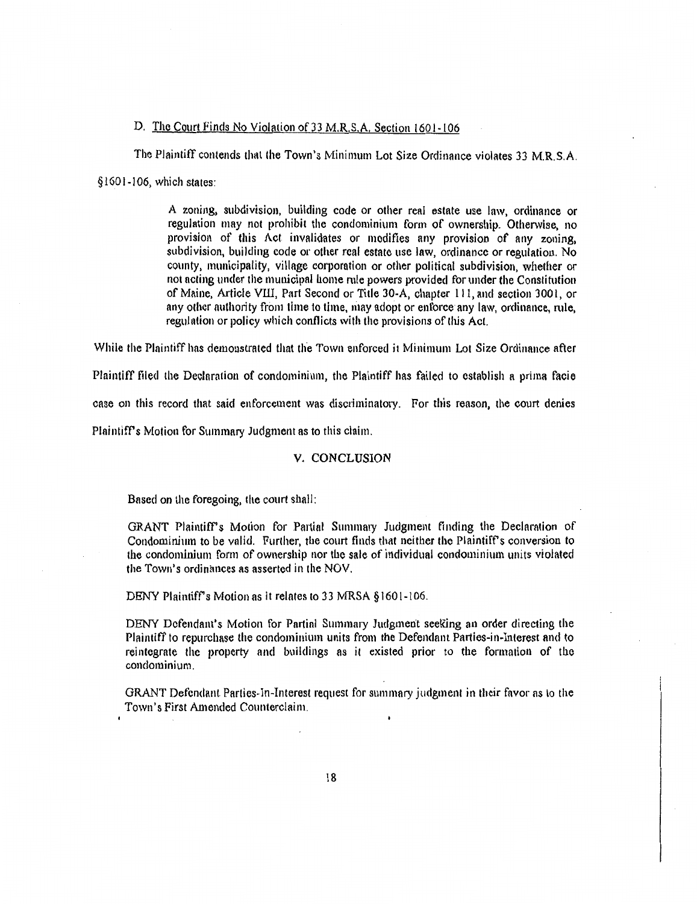D. <u>The Court Finds No Violation of 33 M.R.S.A. Section 1601-106</u>

The Plaintiff contends that the Town's Minimum Lot Size Ordinance violates 33 M.R.S.A. §1601-106, which states:

> A zoning, subdivision, building code or other real estate use law, ordinance or regulation may not prohibit the condominium form of ownership. Otherwise, no provision of this Act invalidates or modifies any provision of any zoning, subdivision, building code or other real estate use law, ordinance or regulation. No county, municipality, village corporation or other political subdivision, whether or not acting under the municipal home rule powers provided for under the Constitution of Maine, Article VIII, Part Second or Title 30-A, chapter 111, and section 3001, or any other authority from time to time, may adopt or enforce any law, ordinance, rule, regulation or policy which conflicts with the provisions of this Act.

While the Plaintiff has demonstrated that the Town enforced it Minimum Lot Size Ordinance after Plaintiff filed the Declaration of condominium, the Plaintiff has failed to establish a prima facie case on this record that said enforcement was discriminatory. For this reason, the court denies Plaintiff's Motion for Summary Judgment as to this claim.

## V. CONCLUSION

Based on the foregoing, the court shall:

GRANT Plaintiff's Motion for Partial Summary Judgment finding the Declaration of Condominium to be valid. Further, the court finds that neither the Plaintiff's conversion to the condominium form of ownership nor the sale of individual condominium units violated the Town's ordinances as asserted in the NOV.

DENY Plaintiff's Motion as it relates to 33 MRSA §1601-106.

DENY Defendant's Motion for Partial Summary Judgment seeking an order directing the Plaintiff to repurchase the condominium units from the Defendant Parties-in-Interest and to reintegrate the property and buildings as it existed prior to the formation of the condominium.

GRANT Defendant Parties-In-Interest request for summary judgment in their favor as to the Town's First Amended Counterclaim.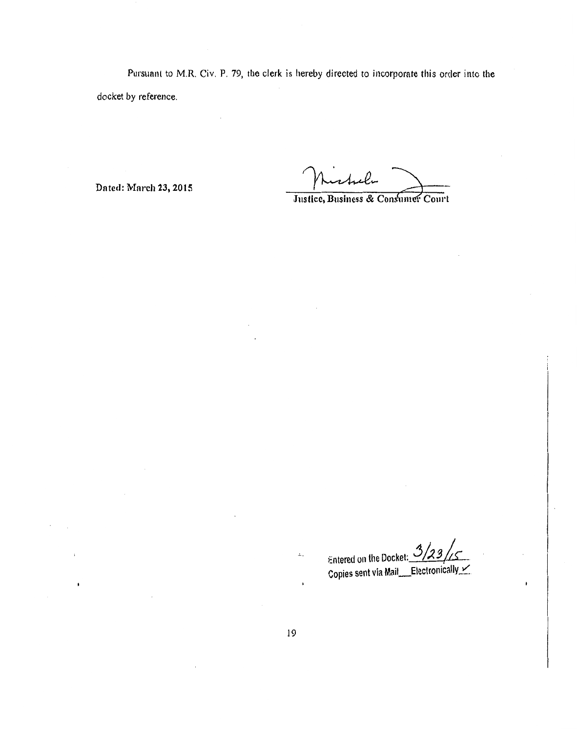Pursuant to M.R. Civ. P. 79, the clerk is hereby directed to incorporate this order into the docket by reference.

Dated: March 23, 2015

Justice, Business & Consumer Court

Entered on the Docket: 3/23/15

Copies sent via Mail___ Electronically ✓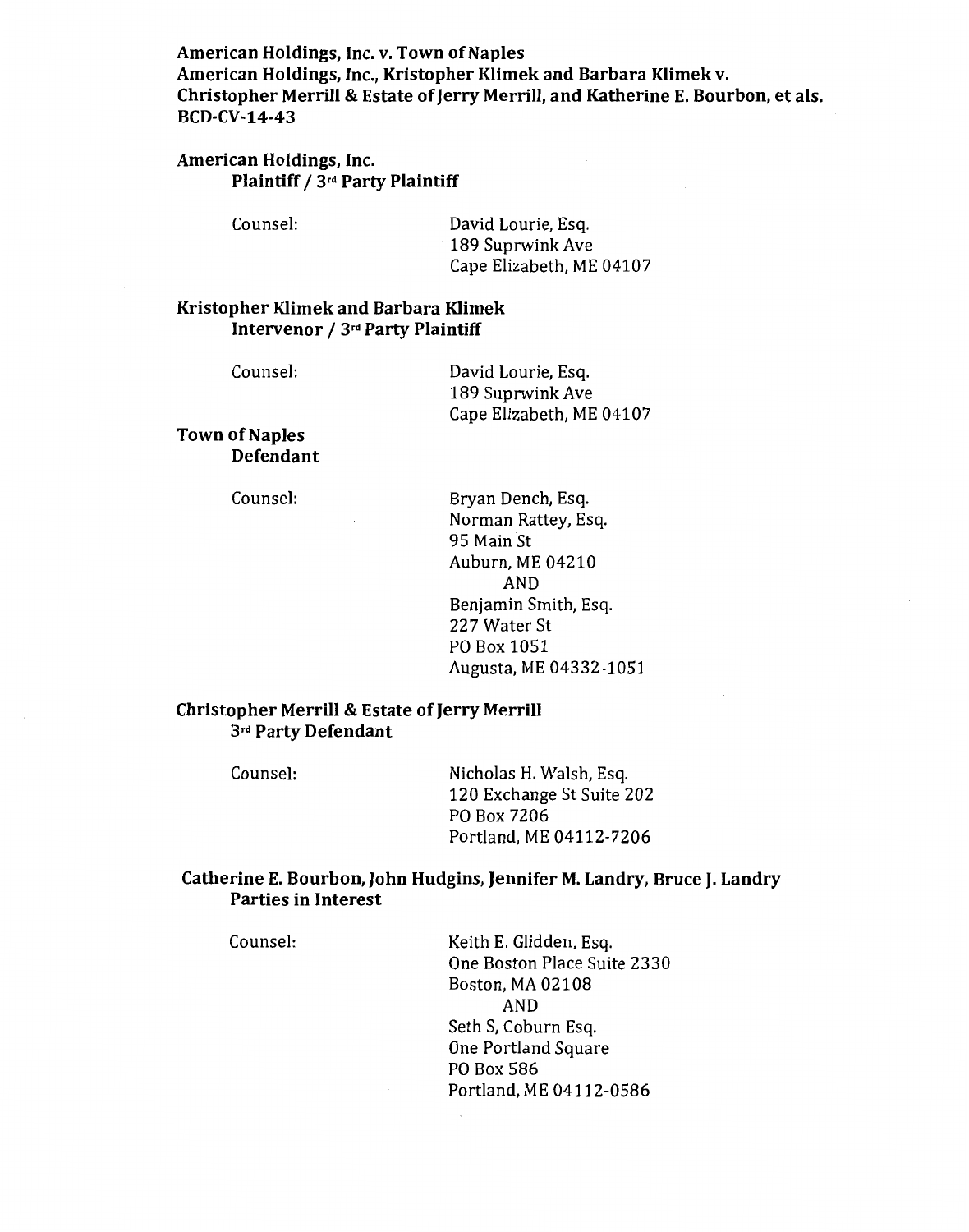**American Holdings, Inc. v. Town of Naples**
**American Holdings, Inc., Kristopher Klimek and Barbara Klimek v. Christopher Merrill & Estate of Jerry Merrill, and Katherine E. Bourbon, et als.**
**BCD-CV-14-43**

**American Holdings, Inc.**
**Plaintiff / 3rd Party Plaintiff**

Counsel: David Lourie, Esq.
189 Suprwink Ave
Cape Elizabeth, ME 04107

**Kristopher Klimek and Barbara Klimek**
**Intervenor / 3rd Party Plaintiff**

Counsel: David Lourie, Esq.
189 Suprwink Ave
Cape Elizabeth, ME 04107

**Town of Naples**
**Defendant**

Counsel: Bryan Dench, Esq.
Norman Rattey, Esq.
95 Main St
Auburn, ME 04210
AND
Benjamin Smith, Esq.
227 Water St
PO Box 1051
Augusta, ME 04332-1051

**Christopher Merrill & Estate of Jerry Merrill**
**3rd Party Defendant**

Counsel: Nicholas H. Walsh, Esq.
120 Exchange St Suite 202
PO Box 7206
Portland, ME 04112-7206

**Catherine E. Bourbon, John Hudgins, Jennifer M. Landry, Bruce J. Landry**
**Parties in Interest**

Counsel: Keith E. Glidden, Esq.
One Boston Place Suite 2330
Boston, MA 02108
AND
Seth S, Coburn Esq.
One Portland Square
PO Box 586
Portland, ME 04112-0586